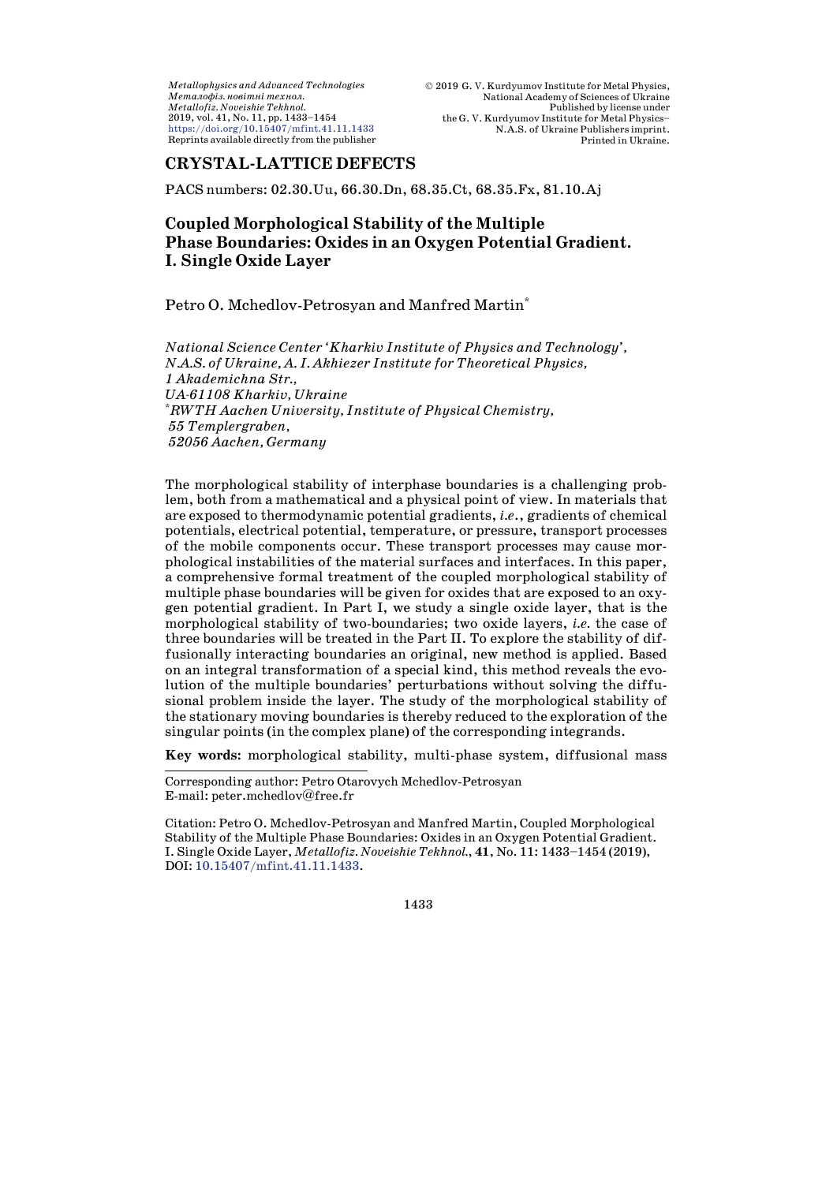## CRYSTAL-LATTICE DEFECTS

PACS numbers: 02.30.Uu, 66.30.Dn, 68.35.Ct, 68.35.Fx, 81.10.Aj

# Coupled Morphological Stability of the Multiple Phase Boundaries: Oxides in an Oxygen Potential Gradient. I. Single Oxide Layer

Petro O. Mchedlov-Petrosyan and Manfred Martin[*]

*National Science Center 'Kharkiv Institute of Physics and Technology', N.A.S. of Ukraine, A. I. Akhiezer Institute for Theoretical Physics, 1 Akademichna Str., UA-61108 Kharkiv, Ukraine*
[*]*RWTH Aachen University, Institute of Physical Chemistry, 55 Templergraben, 52056 Aachen, Germany*

The morphological stability of interphase boundaries is a challenging problem, both from a mathematical and a physical point of view. In materials that are exposed to thermodynamic potential gradients, *i.e.*, gradients of chemical potentials, electrical potential, temperature, or pressure, transport processes of the mobile components occur. These transport processes may cause morphological instabilities of the material surfaces and interfaces. In this paper, a comprehensive formal treatment of the coupled morphological stability of multiple phase boundaries will be given for oxides that are exposed to an oxygen potential gradient. In Part I, we study a single oxide layer, that is the morphological stability of two-boundaries; two oxide layers, *i.e.* the case of three boundaries will be treated in the Part II. To explore the stability of diffusionally interacting boundaries an original, new method is applied. Based on an integral transformation of a special kind, this method reveals the evolution of the multiple boundaries' perturbations without solving the diffusional problem inside the layer. The study of the morphological stability of the stationary moving boundaries is thereby reduced to the exploration of the singular points (in the complex plane) of the corresponding integrands.

**Key words:** morphological stability, multi-phase system, diffusional mass

---

Corresponding author: Petro Otarovych Mchedlov-Petrosyan
E-mail: peter.mchedlov@free.fr

Citation: Petro O. Mchedlov-Petrosyan and Manfred Martin, Coupled Morphological Stability of the Multiple Phase Boundaries: Oxides in an Oxygen Potential Gradient. I. Single Oxide Layer, *Metallofiz. Noveishie Tekhnol.*, **41**, No. 11: 1433–1454 (2019), DOI: 10.15407/mfint.41.11.1433.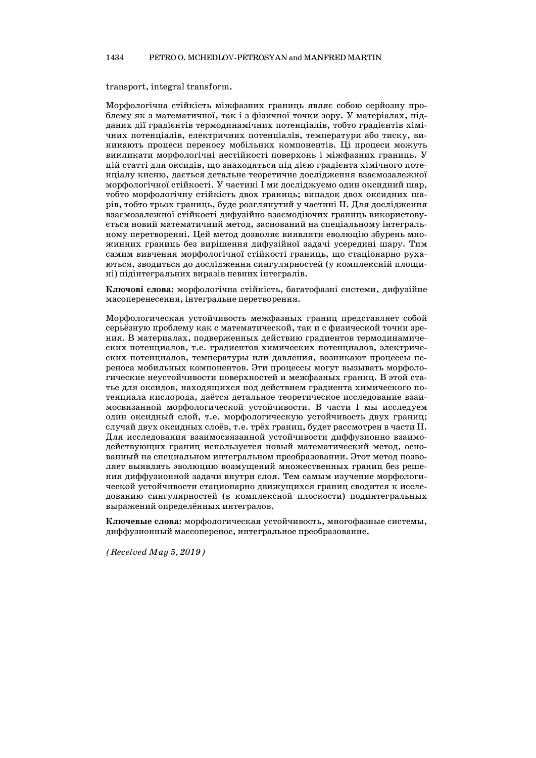transport, integral transform.

Морфологічна стійкість міжфазних границь являє собою серйозну проблему як з математичної, так і з фізичної точки зору. У матеріалах, підданих дії градієнтів термодинамічних потенціалів, тобто градієнтів хімічних потенціалів, електричних потенціалів, температури або тиску, виникають процеси переносу мобільних компонентів. Ці процеси можуть викликати морфологічні нестійкості поверхонь і міжфазних границь. У цій статті для оксидів, що знаходяться під дією градієнта хімічного потенціалу кисню, дається детальне теоретичне дослідження взаємозалежної морфологічної стійкості. У частині I ми досліджуємо один оксидний шар, тобто морфологічну стійкість двох границь; випадок двох оксидних шарів, тобто трьох границь, буде розглянутий у частині II. Для дослідження взаємозалежної стійкості дифузійно взаємодіючих границь використовується новий математичний метод, заснований на спеціальному інтегральному перетворенні. Цей метод дозволяє виявляти еволюцію збурень множинних границь без вирішення дифузійної задачі усередині шару. Тим самим вивчення морфологічної стійкості границь, що стаціонарно рухаються, зводиться до дослідження сингулярностей (у комплексній площині) підінтегральних виразів певних інтегралів.

**Ключові слова:** морфологічна стійкість, багатофазні системи, дифузійне масоперенесення, інтегральне перетворення.

Морфологическая устойчивость межфазных границ представляет собой серьёзную проблему как с математической, так и с физической точки зрения. В материалах, подверженных действию градиентов термодинамических потенциалов, т.е. градиентов химических потенциалов, электрических потенциалов, температуры или давления, возникают процессы переноса мобильных компонентов. Эти процессы могут вызывать морфологические неустойчивости поверхностей и межфазных границ. В этой статье для оксидов, находящихся под действием градиента химического потенциала кислорода, даётся детальное теоретическое исследование взаимосвязанной морфологической устойчивости. В части I мы исследуем один оксидный слой, т.е. морфологическую устойчивость двух границ; случай двух оксидных слоёв, т.е. трёх границ, будет рассмотрен в части II. Для исследования взаимосвязанной устойчивости диффузионно взаимодействующих границ используется новый математический метод, основанный на специальном интегральном преобразовании. Этот метод позволяет выявлять эволюцию возмущений множественных границ без решения диффузионной задачи внутри слоя. Тем самым изучение морфологической устойчивости стационарно движущихся границ сводится к исследованию сингулярностей (в комплексной плоскости) подинтегральных выражений определённых интегралов.

**Ключевые слова:** морфологическая устойчивость, многофазные системы, диффузионный массоперенос, интегральное преобразование.

*(Received May 5, 2019)*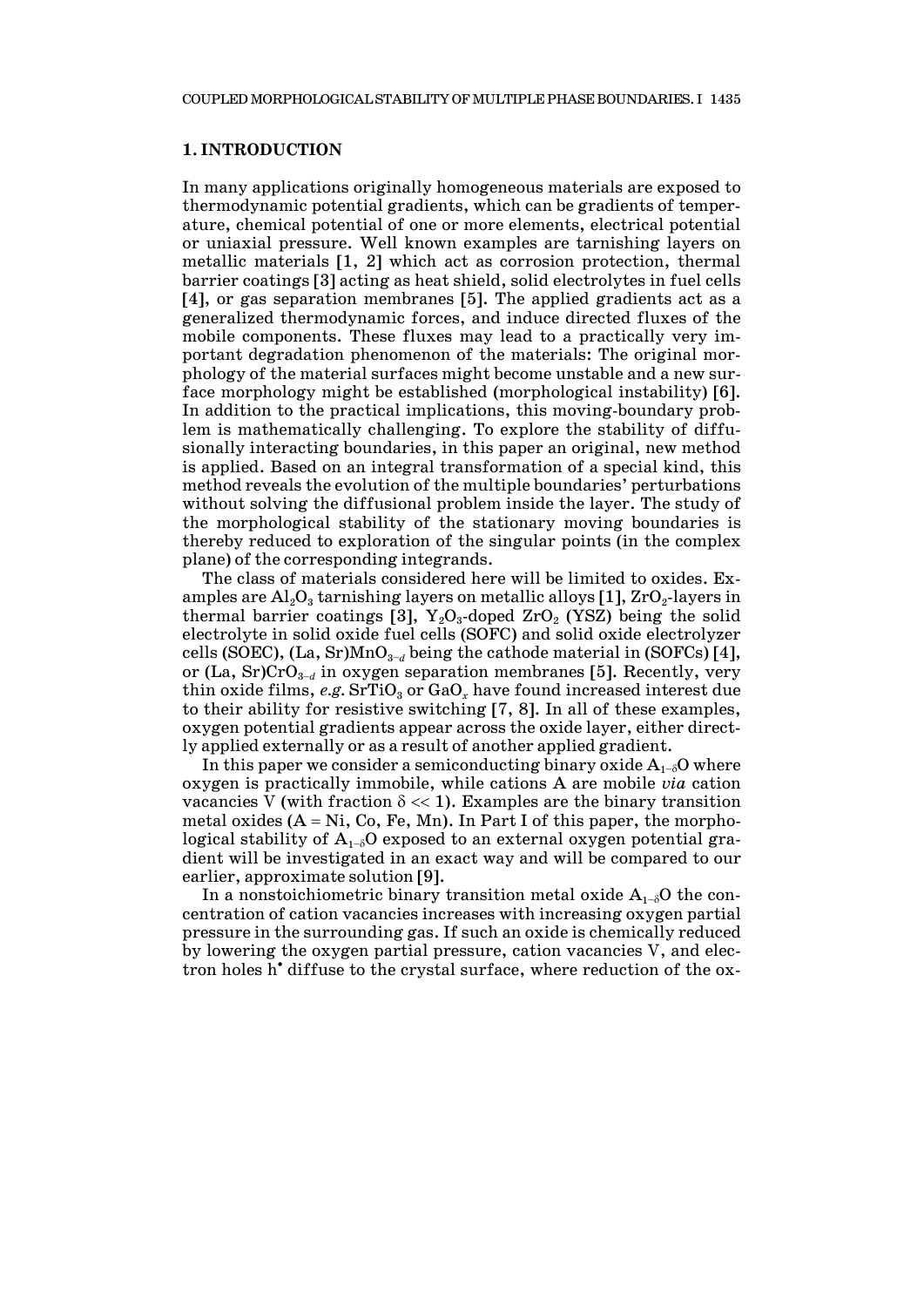## 1. INTRODUCTION

In many applications originally homogeneous materials are exposed to thermodynamic potential gradients, which can be gradients of temperature, chemical potential of one or more elements, electrical potential or uniaxial pressure. Well known examples are tarnishing layers on metallic materials [1, 2] which act as corrosion protection, thermal barrier coatings [3] acting as heat shield, solid electrolytes in fuel cells [4], or gas separation membranes [5]. The applied gradients act as a generalized thermodynamic forces, and induce directed fluxes of the mobile components. These fluxes may lead to a practically very important degradation phenomenon of the materials: The original morphology of the material surfaces might become unstable and a new surface morphology might be established (morphological instability) [6]. In addition to the practical implications, this moving-boundary problem is mathematically challenging. To explore the stability of diffusionally interacting boundaries, in this paper an original, new method is applied. Based on an integral transformation of a special kind, this method reveals the evolution of the multiple boundaries' perturbations without solving the diffusional problem inside the layer. The study of the morphological stability of the stationary moving boundaries is thereby reduced to exploration of the singular points (in the complex plane) of the corresponding integrands.

The class of materials considered here will be limited to oxides. Examples are $Al_2O_3$ tarnishing layers on metallic alloys [1], $ZrO_2$-layers in thermal barrier coatings [3], $Y_2O_3$-doped $ZrO_2$ (YSZ) being the solid electrolyte in solid oxide fuel cells (SOFC) and solid oxide electrolyzer cells (SOEC), (La, Sr)$MnO_{3-d}$ being the cathode material in (SOFCs) [4], or (La, Sr)$CrO_{3-d}$ in oxygen separation membranes [5]. Recently, very thin oxide films, *e.g.* $SrTiO_3$ or $GaO_x$ have found increased interest due to their ability for resistive switching [7, 8]. In all of these examples, oxygen potential gradients appear across the oxide layer, either directly applied externally or as a result of another applied gradient.

In this paper we consider a semiconducting binary oxide $A_{1-\delta}O$ where oxygen is practically immobile, while cations A are mobile *via* cation vacancies V (with fraction $\delta \ll 1$). Examples are the binary transition metal oxides (A = Ni, Co, Fe, Mn). In Part I of this paper, the morphological stability of $A_{1-\delta}O$ exposed to an external oxygen potential gradient will be investigated in an exact way and will be compared to our earlier, approximate solution [9].

In a nonstoichiometric binary transition metal oxide $A_{1-\delta}O$ the concentration of cation vacancies increases with increasing oxygen partial pressure in the surrounding gas. If such an oxide is chemically reduced by lowering the oxygen partial pressure, cation vacancies V, and electron holes $h^{\bullet}$ diffuse to the crystal surface, where reduction of the ox-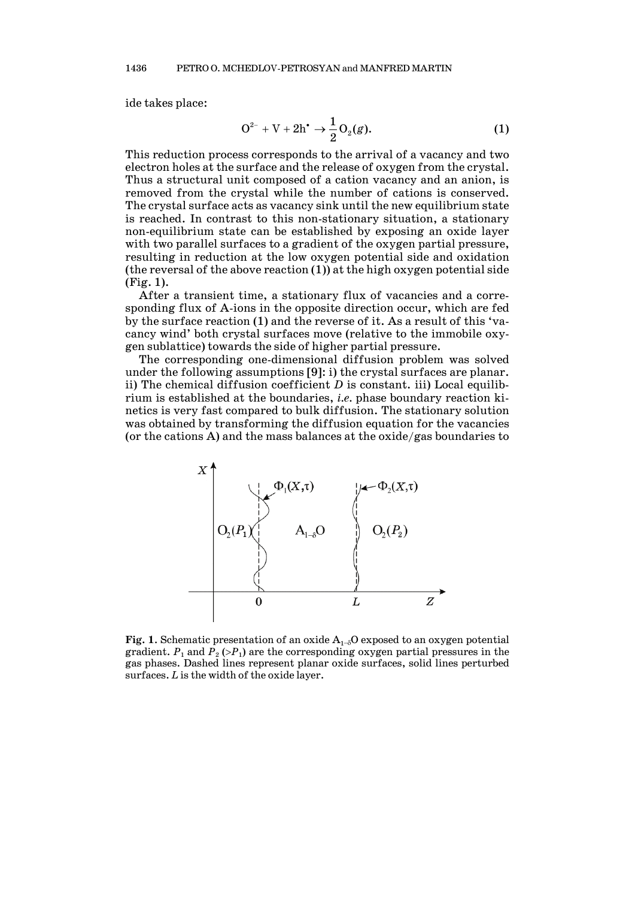ide takes place:

$$O^{2-} + V + 2h^{\bullet} \to \frac{1}{2}O_2(g). \tag{1}$$

This reduction process corresponds to the arrival of a vacancy and two electron holes at the surface and the release of oxygen from the crystal. Thus a structural unit composed of a cation vacancy and an anion, is removed from the crystal while the number of cations is conserved. The crystal surface acts as vacancy sink until the new equilibrium state is reached. In contrast to this non-stationary situation, a stationary non-equilibrium state can be established by exposing an oxide layer with two parallel surfaces to a gradient of the oxygen partial pressure, resulting in reduction at the low oxygen potential side and oxidation (the reversal of the above reaction (1)) at the high oxygen potential side (Fig. 1).

After a transient time, a stationary flux of vacancies and a corresponding flux of A-ions in the opposite direction occur, which are fed by the surface reaction (1) and the reverse of it. As a result of this 'vacancy wind' both crystal surfaces move (relative to the immobile oxygen sublattice) towards the side of higher partial pressure.

The corresponding one-dimensional diffusion problem was solved under the following assumptions [9]: i) the crystal surfaces are planar. ii) The chemical diffusion coefficient $D$ is constant. iii) Local equilibrium is established at the boundaries, *i.e.* phase boundary reaction kinetics is very fast compared to bulk diffusion. The stationary solution was obtained by transforming the diffusion equation for the vacancies (or the cations A) and the mass balances at the oxide/gas boundaries to

**Fig. 1**. Schematic presentation of an oxide $A_{1-\delta}O$ exposed to an oxygen potential gradient. $P_1$ and $P_2$ ($>P_1$) are the corresponding oxygen partial pressures in the gas phases. Dashed lines represent planar oxide surfaces, solid lines perturbed surfaces. $L$ is the width of the oxide layer.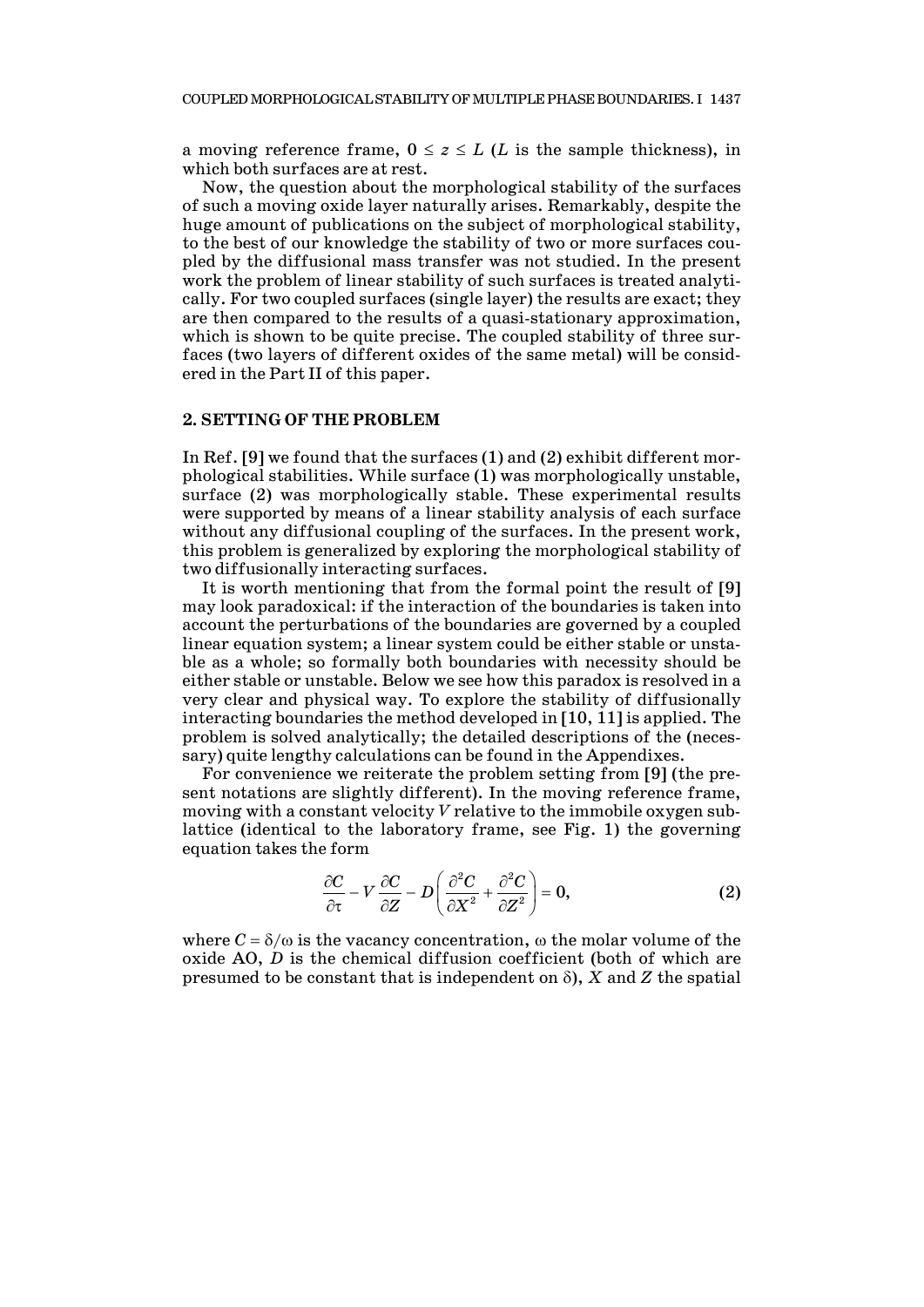a moving reference frame, $0 \le z \le L$ ($L$ is the sample thickness), in which both surfaces are at rest.

Now, the question about the morphological stability of the surfaces of such a moving oxide layer naturally arises. Remarkably, despite the huge amount of publications on the subject of morphological stability, to the best of our knowledge the stability of two or more surfaces coupled by the diffusional mass transfer was not studied. In the present work the problem of linear stability of such surfaces is treated analytically. For two coupled surfaces (single layer) the results are exact; they are then compared to the results of a quasi-stationary approximation, which is shown to be quite precise. The coupled stability of three surfaces (two layers of different oxides of the same metal) will be considered in the Part II of this paper.

## 2. SETTING OF THE PROBLEM

In Ref. [9] we found that the surfaces (1) and (2) exhibit different morphological stabilities. While surface (1) was morphologically unstable, surface (2) was morphologically stable. These experimental results were supported by means of a linear stability analysis of each surface without any diffusional coupling of the surfaces. In the present work, this problem is generalized by exploring the morphological stability of two diffusionally interacting surfaces.

It is worth mentioning that from the formal point the result of [9] may look paradoxical: if the interaction of the boundaries is taken into account the perturbations of the boundaries are governed by a coupled linear equation system; a linear system could be either stable or unstable as a whole; so formally both boundaries with necessity should be either stable or unstable. Below we see how this paradox is resolved in a very clear and physical way. To explore the stability of diffusionally interacting boundaries the method developed in [10, 11] is applied. The problem is solved analytically; the detailed descriptions of the (necessary) quite lengthy calculations can be found in the Appendixes.

For convenience we reiterate the problem setting from [9] (the present notations are slightly different). In the moving reference frame, moving with a constant velocity $V$ relative to the immobile oxygen sublattice (identical to the laboratory frame, see Fig. 1) the governing equation takes the form

$$\frac{\partial C}{\partial \tau} - V\frac{\partial C}{\partial Z} - D\left(\frac{\partial^2 C}{\partial X^2} + \frac{\partial^2 C}{\partial Z^2}\right) = 0, \tag{2}$$

where $C = \delta/\omega$ is the vacancy concentration, $\omega$ the molar volume of the oxide AO, $D$ is the chemical diffusion coefficient (both of which are presumed to be constant that is independent on $\delta$), $X$ and $Z$ the spatial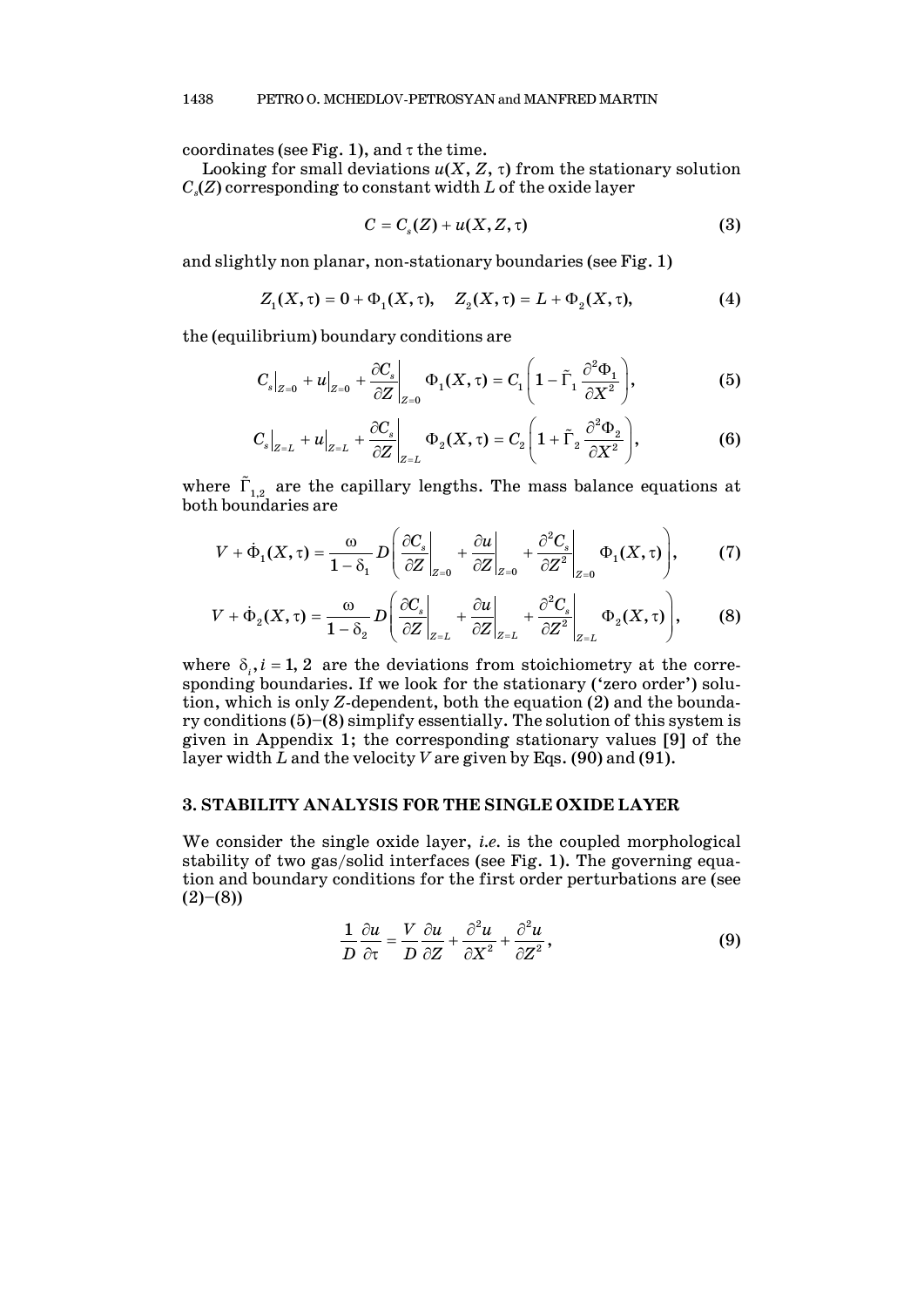coordinates (see Fig. 1), and $\tau$ the time.

Looking for small deviations $u(X, Z, \tau)$ from the stationary solution $C_s(Z)$ corresponding to constant width $L$ of the oxide layer

$$C = C_s(Z) + u(X, Z, \tau) \tag{3}$$

and slightly non planar, non-stationary boundaries (see Fig. 1)

$$Z_1(X, \tau) = 0 + \Phi_1(X, \tau), \quad Z_2(X, \tau) = L + \Phi_2(X, \tau), \tag{4}$$

the (equilibrium) boundary conditions are

$$C_s\big|_{Z=0} + u\big|_{Z=0} + \left.\frac{\partial C_s}{\partial Z}\right|_{Z=0} \Phi_1(X, \tau) = C_1\left(1 - \tilde{\Gamma}_1 \frac{\partial^2 \Phi_1}{\partial X^2}\right), \tag{5}$$

$$C_s\big|_{Z=L} + u\big|_{Z=L} + \left.\frac{\partial C_s}{\partial Z}\right|_{Z=L} \Phi_2(X, \tau) = C_2\left(1 + \tilde{\Gamma}_2 \frac{\partial^2 \Phi_2}{\partial X^2}\right), \tag{6}$$

where $\tilde{\Gamma}_{1,2}$ are the capillary lengths. The mass balance equations at both boundaries are

$$V + \dot{\Phi}_1(X, \tau) = \frac{\omega}{1 - \delta_1} D\left(\left.\frac{\partial C_s}{\partial Z}\right|_{Z=0} + \left.\frac{\partial u}{\partial Z}\right|_{Z=0} + \left.\frac{\partial^2 C_s}{\partial Z^2}\right|_{Z=0} \Phi_1(X, \tau)\right), \tag{7}$$

$$V + \dot{\Phi}_2(X, \tau) = \frac{\omega}{1 - \delta_2} D\left(\left.\frac{\partial C_s}{\partial Z}\right|_{Z=L} + \left.\frac{\partial u}{\partial Z}\right|_{Z=L} + \left.\frac{\partial^2 C_s}{\partial Z^2}\right|_{Z=L} \Phi_2(X, \tau)\right), \tag{8}$$

where $\delta_i, i = 1, 2$ are the deviations from stoichiometry at the corresponding boundaries. If we look for the stationary ('zero order') solution, which is only $Z$-dependent, both the equation (2) and the boundary conditions (5)–(8) simplify essentially. The solution of this system is given in Appendix 1; the corresponding stationary values [9] of the layer width $L$ and the velocity $V$ are given by Eqs. (90) and (91).

## 3. STABILITY ANALYSIS FOR THE SINGLE OXIDE LAYER

We consider the single oxide layer, *i.e.* is the coupled morphological stability of two gas/solid interfaces (see Fig. 1). The governing equation and boundary conditions for the first order perturbations are (see (2)–(8))

$$\frac{1}{D}\frac{\partial u}{\partial \tau} = \frac{V}{D}\frac{\partial u}{\partial Z} + \frac{\partial^2 u}{\partial X^2} + \frac{\partial^2 u}{\partial Z^2}, \tag{9}$$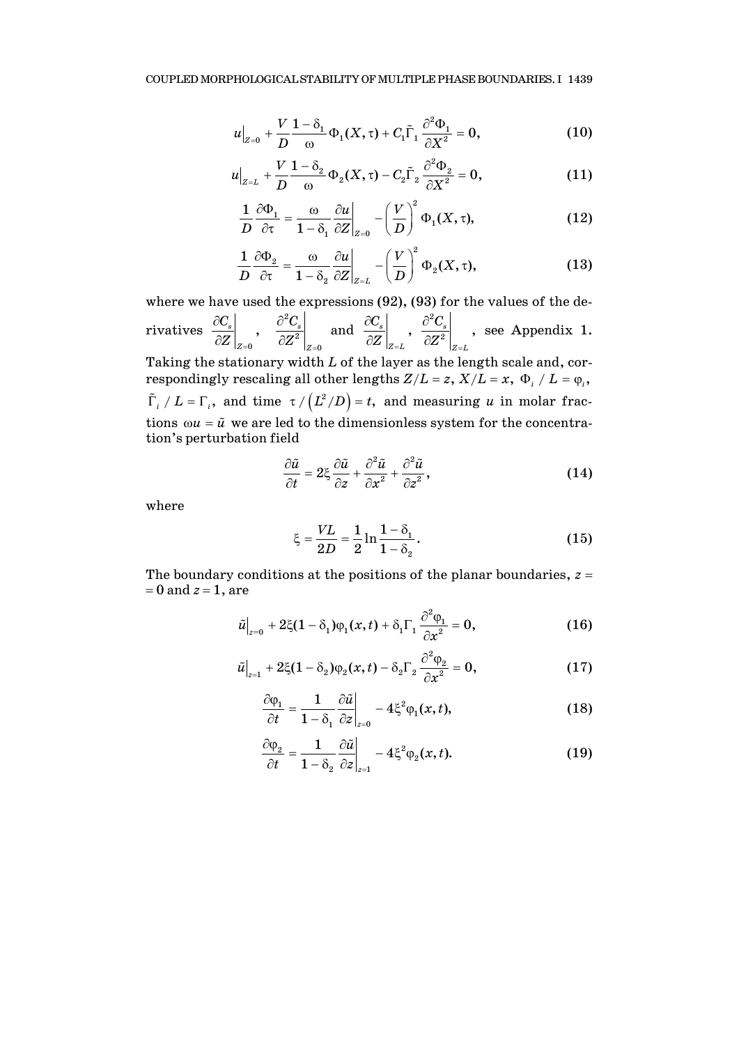$$u\big|_{Z=0} + \frac{V}{D}\frac{1-\delta_1}{\omega}\Phi_1(X,\tau) + C_1\tilde{\Gamma}_1\frac{\partial^2\Phi_1}{\partial X^2} = 0, \tag{10}$$

$$u\big|_{Z=L} + \frac{V}{D}\frac{1-\delta_2}{\omega}\Phi_2(X,\tau) - C_2\tilde{\Gamma}_2\frac{\partial^2\Phi_2}{\partial X^2} = 0, \tag{11}$$

$$\frac{1}{D}\frac{\partial\Phi_1}{\partial\tau} = \frac{\omega}{1-\delta_1}\frac{\partial u}{\partial Z}\bigg|_{Z=0} - \left(\frac{V}{D}\right)^2\Phi_1(X,\tau), \tag{12}$$

$$\frac{1}{D}\frac{\partial\Phi_2}{\partial\tau} = \frac{\omega}{1-\delta_2}\frac{\partial u}{\partial Z}\bigg|_{Z=L} - \left(\frac{V}{D}\right)^2\Phi_2(X,\tau), \tag{13}$$

where we have used the expressions (92), (93) for the values of the derivatives $\left.\frac{\partial C_s}{\partial Z}\right|_{Z=0}$, $\left.\frac{\partial^2 C_s}{\partial Z^2}\right|_{Z=0}$ and $\left.\frac{\partial C_s}{\partial Z}\right|_{Z=L}$, $\left.\frac{\partial^2 C_s}{\partial Z^2}\right|_{Z=L}$, see Appendix 1. Taking the stationary width $L$ of the layer as the length scale and, correspondingly rescaling all other lengths $Z/L = z$, $X/L = x$, $\Phi_i / L = \varphi_i$, $\tilde{\Gamma}_i / L = \Gamma_i$, and time $\tau/\left(L^2/D\right) = t$, and measuring $u$ in molar fractions $\omega u = \tilde{u}$ we are led to the dimensionless system for the concentration's perturbation field

$$\frac{\partial\tilde{u}}{\partial t} = 2\xi\frac{\partial\tilde{u}}{\partial z} + \frac{\partial^2\tilde{u}}{\partial x^2} + \frac{\partial^2\tilde{u}}{\partial z^2}, \tag{14}$$

where

$$\xi = \frac{VL}{2D} = \frac{1}{2}\ln\frac{1-\delta_1}{1-\delta_2}. \tag{15}$$

The boundary conditions at the positions of the planar boundaries, $z = 0$ and $z = 1$, are

$$\tilde{u}\big|_{z=0} + 2\xi(1-\delta_1)\varphi_1(x,t) + \delta_1\Gamma_1\frac{\partial^2\varphi_1}{\partial x^2} = 0, \tag{16}$$

$$\tilde{u}\big|_{z=1} + 2\xi(1-\delta_2)\varphi_2(x,t) - \delta_2\Gamma_2\frac{\partial^2\varphi_2}{\partial x^2} = 0, \tag{17}$$

$$\frac{\partial\varphi_1}{\partial t} = \frac{1}{1-\delta_1}\frac{\partial\tilde{u}}{\partial z}\bigg|_{z=0} - 4\xi^2\varphi_1(x,t), \tag{18}$$

$$\frac{\partial\varphi_2}{\partial t} = \frac{1}{1-\delta_2}\frac{\partial\tilde{u}}{\partial z}\bigg|_{z=1} - 4\xi^2\varphi_2(x,t). \tag{19}$$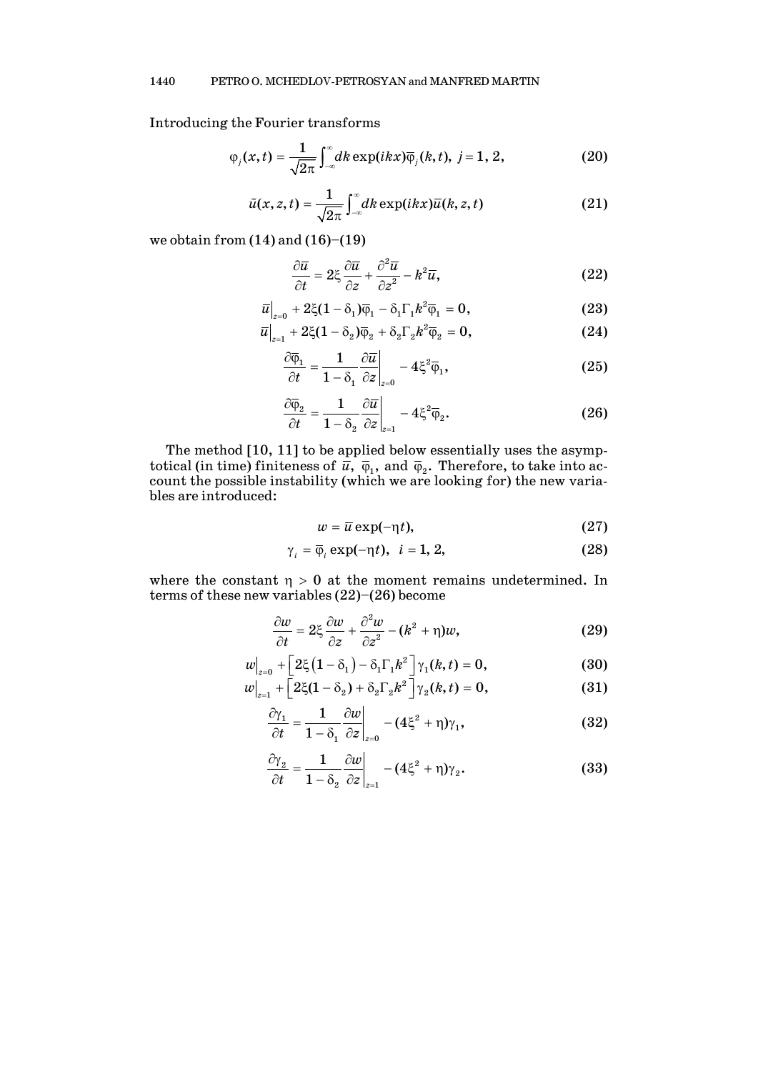Introducing the Fourier transforms

$$\varphi_j(x,t) = \frac{1}{\sqrt{2\pi}}\int_{-\infty}^{\infty} dk \exp(ikx)\overline{\varphi}_j(k,t), \; j = 1, 2, \tag{20}$$

$$\tilde{u}(x,z,t) = \frac{1}{\sqrt{2\pi}}\int_{-\infty}^{\infty} dk \exp(ikx)\overline{u}(k,z,t) \tag{21}$$

we obtain from (14) and (16)–(19)

$$\frac{\partial \overline{u}}{\partial t} = 2\xi\frac{\partial \overline{u}}{\partial z} + \frac{\partial^2 \overline{u}}{\partial z^2} - k^2\overline{u}, \tag{22}$$

$$\overline{u}\big|_{z=0} + 2\xi(1-\delta_1)\overline{\varphi}_1 - \delta_1\Gamma_1 k^2\overline{\varphi}_1 = 0, \tag{23}$$

$$\overline{u}\big|_{z=1} + 2\xi(1-\delta_2)\overline{\varphi}_2 + \delta_2\Gamma_2 k^2\overline{\varphi}_2 = 0, \tag{24}$$

$$\frac{\partial \overline{\varphi}_1}{\partial t} = \frac{1}{1-\delta_1}\frac{\partial \overline{u}}{\partial z}\bigg|_{z=0} - 4\xi^2\overline{\varphi}_1, \tag{25}$$

$$\frac{\partial \overline{\varphi}_2}{\partial t} = \frac{1}{1-\delta_2}\frac{\partial \overline{u}}{\partial z}\bigg|_{z=1} - 4\xi^2\overline{\varphi}_2. \tag{26}$$

The method [10, 11] to be applied below essentially uses the asymptotical (in time) finiteness of $\overline{u}$, $\overline{\varphi}_1$, and $\overline{\varphi}_2$. Therefore, to take into account the possible instability (which we are looking for) the new variables are introduced:

$$w = \overline{u}\exp(-\eta t), \tag{27}$$

$$\gamma_i = \overline{\varphi}_i \exp(-\eta t), \;\; i = 1, 2, \tag{28}$$

where the constant $\eta > 0$ at the moment remains undetermined. In terms of these new variables (22)–(26) become

$$\frac{\partial w}{\partial t} = 2\xi\frac{\partial w}{\partial z} + \frac{\partial^2 w}{\partial z^2} - (k^2 + \eta)w, \tag{29}$$

$$w\big|_{z=0} + \left[2\xi\left(1-\delta_1\right) - \delta_1\Gamma_1 k^2\right]\gamma_1(k,t) = 0, \tag{30}$$

$$w\big|_{z=1} + \left[2\xi(1-\delta_2) + \delta_2\Gamma_2 k^2\right]\gamma_2(k,t) = 0, \tag{31}$$

$$\frac{\partial \gamma_1}{\partial t} = \frac{1}{1-\delta_1}\frac{\partial w}{\partial z}\bigg|_{z=0} - (4\xi^2 + \eta)\gamma_1, \tag{32}$$

$$\frac{\partial \gamma_2}{\partial t} = \frac{1}{1-\delta_2}\frac{\partial w}{\partial z}\bigg|_{z=1} - (4\xi^2 + \eta)\gamma_2. \tag{33}$$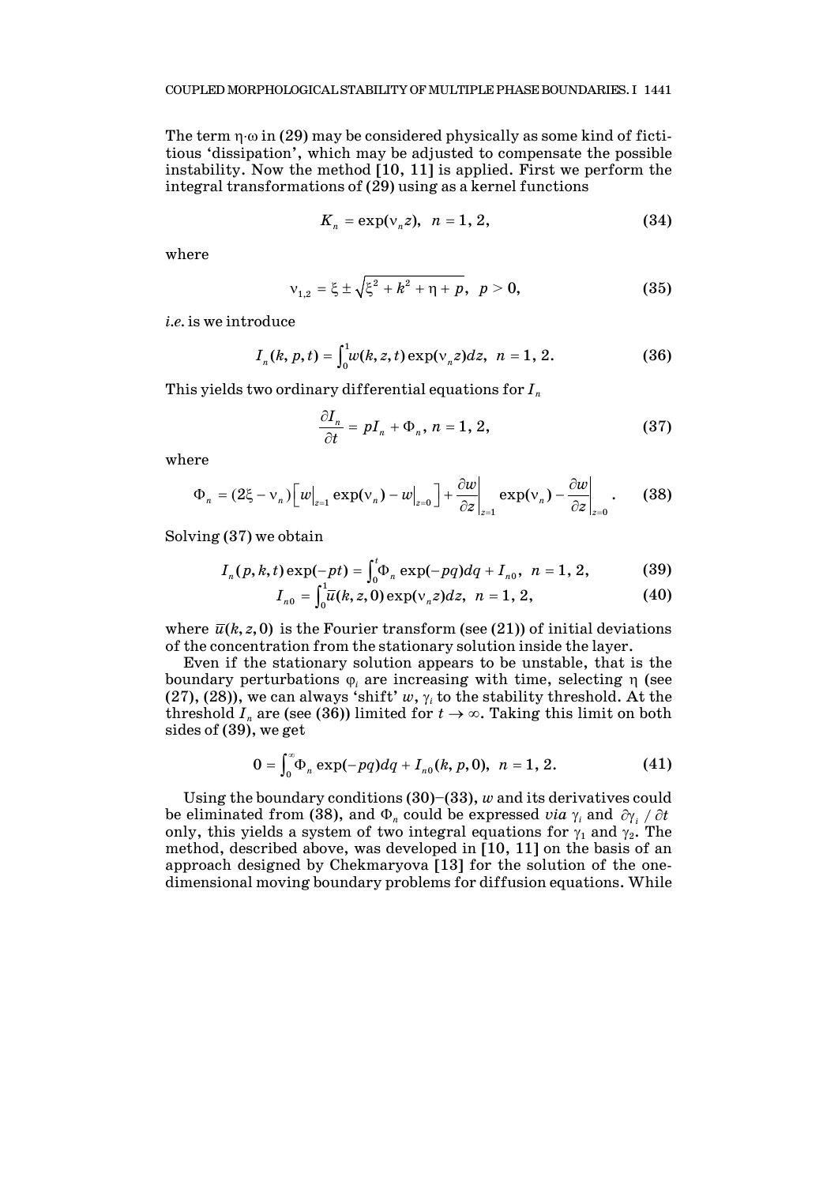The term $\eta\cdot\omega$ in (29) may be considered physically as some kind of fictitious 'dissipation', which may be adjusted to compensate the possible instability. Now the method [10, 11] is applied. First we perform the integral transformations of (29) using as a kernel functions

$$K_n = \exp(\nu_n z), \quad n = 1, 2, \tag{34}$$

where

$$\nu_{1,2} = \xi \pm \sqrt{\xi^2 + k^2 + \eta + p}, \quad p > 0, \tag{35}$$

*i.e.* is we introduce

$$I_n(k, p, t) = \int_0^1 w(k, z, t)\exp(\nu_n z)dz, \quad n = 1, 2. \tag{36}$$

This yields two ordinary differential equations for $I_n$

$$\frac{\partial I_n}{\partial t} = pI_n + \Phi_n, \; n = 1, 2, \tag{37}$$

where

$$\Phi_n = (2\xi - \nu_n)\Big[w\big|_{z=1}\exp(\nu_n) - w\big|_{z=0}\Big] + \frac{\partial w}{\partial z}\bigg|_{z=1}\exp(\nu_n) - \frac{\partial w}{\partial z}\bigg|_{z=0}. \tag{38}$$

Solving (37) we obtain

$$I_n(p, k, t)\exp(-pt) = \int_0^t \Phi_n \exp(-pq)dq + I_{n0}, \quad n = 1, 2, \tag{39}$$

$$I_{n0} = \int_0^1 \bar{u}(k, z, 0)\exp(\nu_n z)dz, \quad n = 1, 2, \tag{40}$$

where $\bar{u}(k, z, 0)$ is the Fourier transform (see (21)) of initial deviations of the concentration from the stationary solution inside the layer.

Even if the stationary solution appears to be unstable, that is the boundary perturbations $\varphi_i$ are increasing with time, selecting $\eta$ (see (27), (28)), we can always 'shift' $w$, $\gamma_i$ to the stability threshold. At the threshold $I_n$ are (see (36)) limited for $t \to \infty$. Taking this limit on both sides of (39), we get

$$0 = \int_0^\infty \Phi_n \exp(-pq)dq + I_{n0}(k, p, 0), \quad n = 1, 2. \tag{41}$$

Using the boundary conditions (30)–(33), $w$ and its derivatives could be eliminated from (38), and $\Phi_n$ could be expressed *via* $\gamma_i$ and $\partial\gamma_i / \partial t$ only, this yields a system of two integral equations for $\gamma_1$ and $\gamma_2$. The method, described above, was developed in [10, 11] on the basis of an approach designed by Chekmaryova [13] for the solution of the one-dimensional moving boundary problems for diffusion equations. While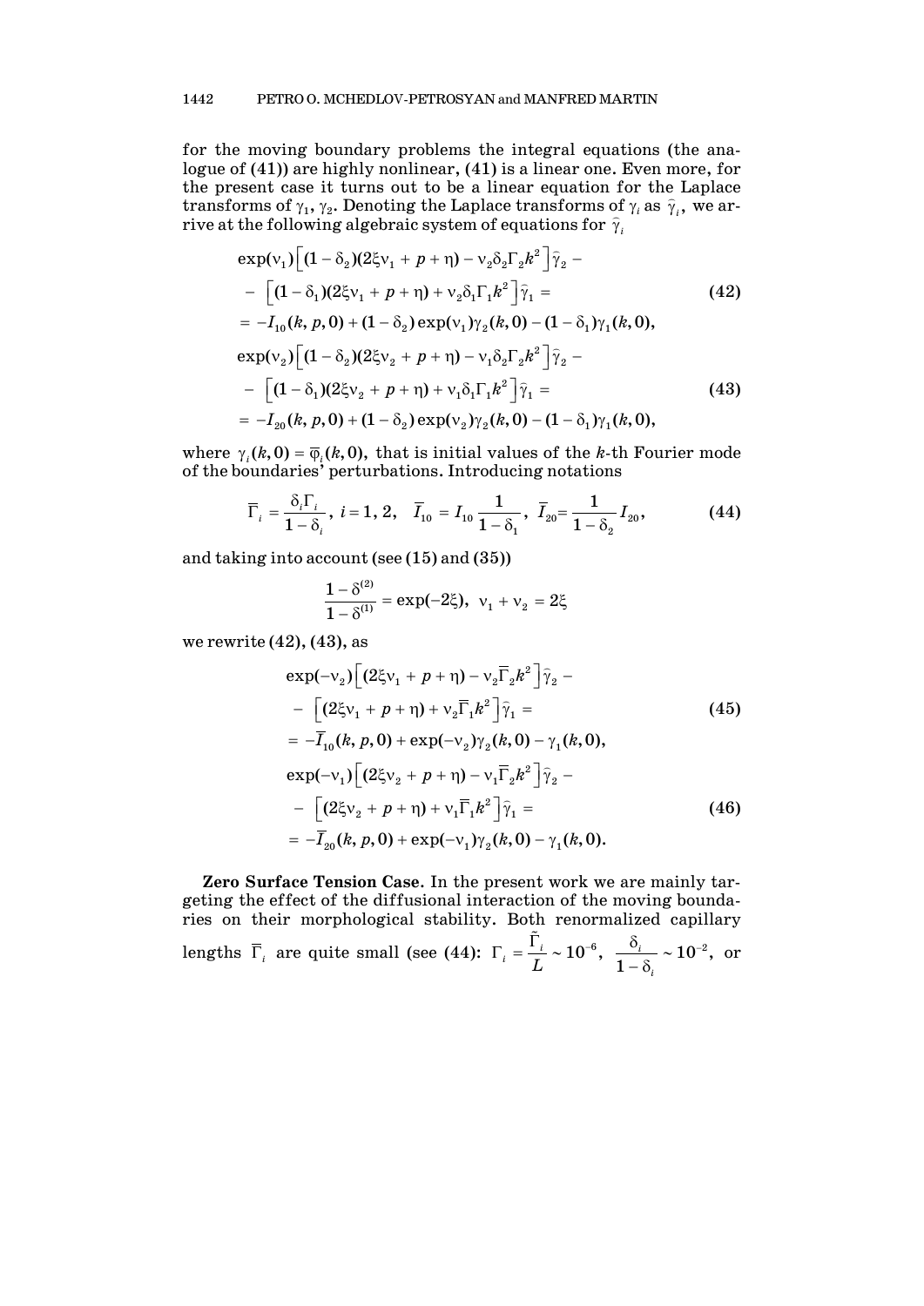for the moving boundary problems the integral equations (the analogue of (41)) are highly nonlinear, (41) is a linear one. Even more, for the present case it turns out to be a linear equation for the Laplace transforms of $\gamma_1$, $\gamma_2$. Denoting the Laplace transforms of $\gamma_i$ as $\hat{\gamma}_i$, we arrive at the following algebraic system of equations for $\hat{\gamma}_i$

$$
\begin{aligned}
&\exp(\nu_1)\left[(1-\delta_2)(2\xi\nu_1 + p + \eta) - \nu_2\delta_2\Gamma_2 k^2\right]\hat{\gamma}_2 - \\
&- \left[(1-\delta_1)(2\xi\nu_1 + p + \eta) + \nu_2\delta_1\Gamma_1 k^2\right]\hat{\gamma}_1 = \\
&= -I_{10}(k, p, 0) + (1-\delta_2)\exp(\nu_1)\gamma_2(k, 0) - (1-\delta_1)\gamma_1(k, 0),
\end{aligned}
\tag{42}
$$

$$
\begin{aligned}
&\exp(\nu_2)\left[(1-\delta_2)(2\xi\nu_2 + p + \eta) - \nu_1\delta_2\Gamma_2 k^2\right]\hat{\gamma}_2 - \\
&- \left[(1-\delta_1)(2\xi\nu_2 + p + \eta) + \nu_1\delta_1\Gamma_1 k^2\right]\hat{\gamma}_1 = \\
&= -I_{20}(k, p, 0) + (1-\delta_2)\exp(\nu_2)\gamma_2(k, 0) - (1-\delta_1)\gamma_1(k, 0),
\end{aligned}
\tag{43}
$$

where $\gamma_i(k, 0) = \overline{\varphi}_i(k, 0)$, that is initial values of the $k$-th Fourier mode of the boundaries' perturbations. Introducing notations

$$
\overline{\Gamma}_i = \frac{\delta_i\Gamma_i}{1-\delta_i},\ i = 1, 2, \quad \overline{I}_{10} = I_{10}\frac{1}{1-\delta_1},\ \overline{I}_{20} = \frac{1}{1-\delta_2}I_{20},
\tag{44}
$$

and taking into account (see (15) and (35))

$$
\frac{1-\delta^{(2)}}{1-\delta^{(1)}} = \exp(-2\xi),\ \ \nu_1 + \nu_2 = 2\xi
$$

we rewrite (42), (43), as

$$
\begin{aligned}
&\exp(-\nu_2)\left[(2\xi\nu_1 + p + \eta) - \nu_2\overline{\Gamma}_2 k^2\right]\hat{\gamma}_2 - \\
&- \left[(2\xi\nu_1 + p + \eta) + \nu_2\overline{\Gamma}_1 k^2\right]\hat{\gamma}_1 = \\
&= -\overline{I}_{10}(k, p, 0) + \exp(-\nu_2)\gamma_2(k, 0) - \gamma_1(k, 0),
\end{aligned}
\tag{45}
$$

$$
\begin{aligned}
&\exp(-\nu_1)\left[(2\xi\nu_2 + p + \eta) - \nu_1\overline{\Gamma}_2 k^2\right]\hat{\gamma}_2 - \\
&- \left[(2\xi\nu_2 + p + \eta) + \nu_1\overline{\Gamma}_1 k^2\right]\hat{\gamma}_1 = \\
&= -\overline{I}_{20}(k, p, 0) + \exp(-\nu_1)\gamma_2(k, 0) - \gamma_1(k, 0).
\end{aligned}
\tag{46}
$$

**Zero Surface Tension Case**. In the present work we are mainly targeting the effect of the diffusional interaction of the moving boundaries on their morphological stability. Both renormalized capillary lengths $\overline{\Gamma}_i$ are quite small (see (44): $\Gamma_i = \dfrac{\tilde{\Gamma}_i}{L} \sim 10^{-6}$, $\dfrac{\delta_i}{1-\delta_i} \sim 10^{-2}$, or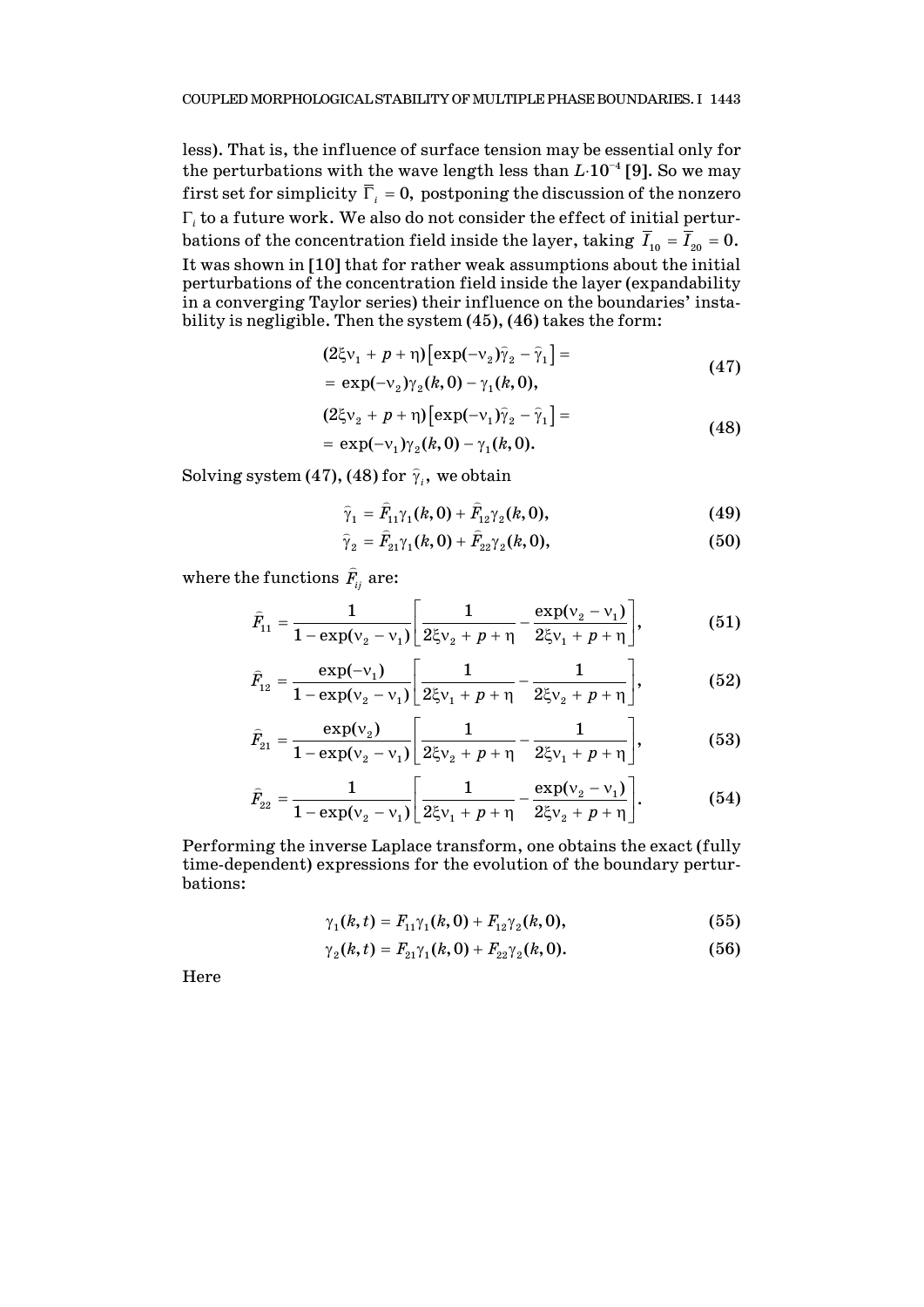less). That is, the influence of surface tension may be essential only for the perturbations with the wave length less than $L\cdot 10^{-4}$ [9]. So we may first set for simplicity $\overline{\Gamma}_i = 0$, postponing the discussion of the nonzero $\Gamma_i$ to a future work. We also do not consider the effect of initial perturbations of the concentration field inside the layer, taking $\overline{I}_{10} = \overline{I}_{20} = 0$. It was shown in [10] that for rather weak assumptions about the initial perturbations of the concentration field inside the layer (expandability in a converging Taylor series) their influence on the boundaries' instability is negligible. Then the system (45), (46) takes the form:

$$(2\xi\nu_1 + p + \eta)\left[\exp(-\nu_2)\hat{\gamma}_2 - \hat{\gamma}_1\right] = \\ = \exp(-\nu_2)\gamma_2(k,0) - \gamma_1(k,0), \tag{47}$$

$$(2\xi\nu_2 + p + \eta)\left[\exp(-\nu_1)\hat{\gamma}_2 - \hat{\gamma}_1\right] = \\ = \exp(-\nu_1)\gamma_2(k,0) - \gamma_1(k,0). \tag{48}$$

Solving system (47), (48) for $\hat{\gamma}_i$, we obtain

$$\hat{\gamma}_1 = \hat{F}_{11}\gamma_1(k,0) + \hat{F}_{12}\gamma_2(k,0), \tag{49}$$

$$\hat{\gamma}_2 = \hat{F}_{21}\gamma_1(k,0) + \hat{F}_{22}\gamma_2(k,0), \tag{50}$$

where the functions $\hat{F}_{ij}$ are:

$$\hat{F}_{11} = \frac{1}{1-\exp(\nu_2-\nu_1)}\left[\frac{1}{2\xi\nu_2 + p + \eta} - \frac{\exp(\nu_2-\nu_1)}{2\xi\nu_1 + p + \eta}\right], \tag{51}$$

$$\hat{F}_{12} = \frac{\exp(-\nu_1)}{1-\exp(\nu_2-\nu_1)}\left[\frac{1}{2\xi\nu_1 + p + \eta} - \frac{1}{2\xi\nu_2 + p + \eta}\right], \tag{52}$$

$$\hat{F}_{21} = \frac{\exp(\nu_2)}{1-\exp(\nu_2-\nu_1)}\left[\frac{1}{2\xi\nu_2 + p + \eta} - \frac{1}{2\xi\nu_1 + p + \eta}\right], \tag{53}$$

$$\hat{F}_{22} = \frac{1}{1-\exp(\nu_2-\nu_1)}\left[\frac{1}{2\xi\nu_1 + p + \eta} - \frac{\exp(\nu_2-\nu_1)}{2\xi\nu_2 + p + \eta}\right]. \tag{54}$$

Performing the inverse Laplace transform, one obtains the exact (fully time-dependent) expressions for the evolution of the boundary perturbations:

$$\gamma_1(k,t) = F_{11}\gamma_1(k,0) + F_{12}\gamma_2(k,0), \tag{55}$$

$$\gamma_2(k,t) = F_{21}\gamma_1(k,0) + F_{22}\gamma_2(k,0). \tag{56}$$

Here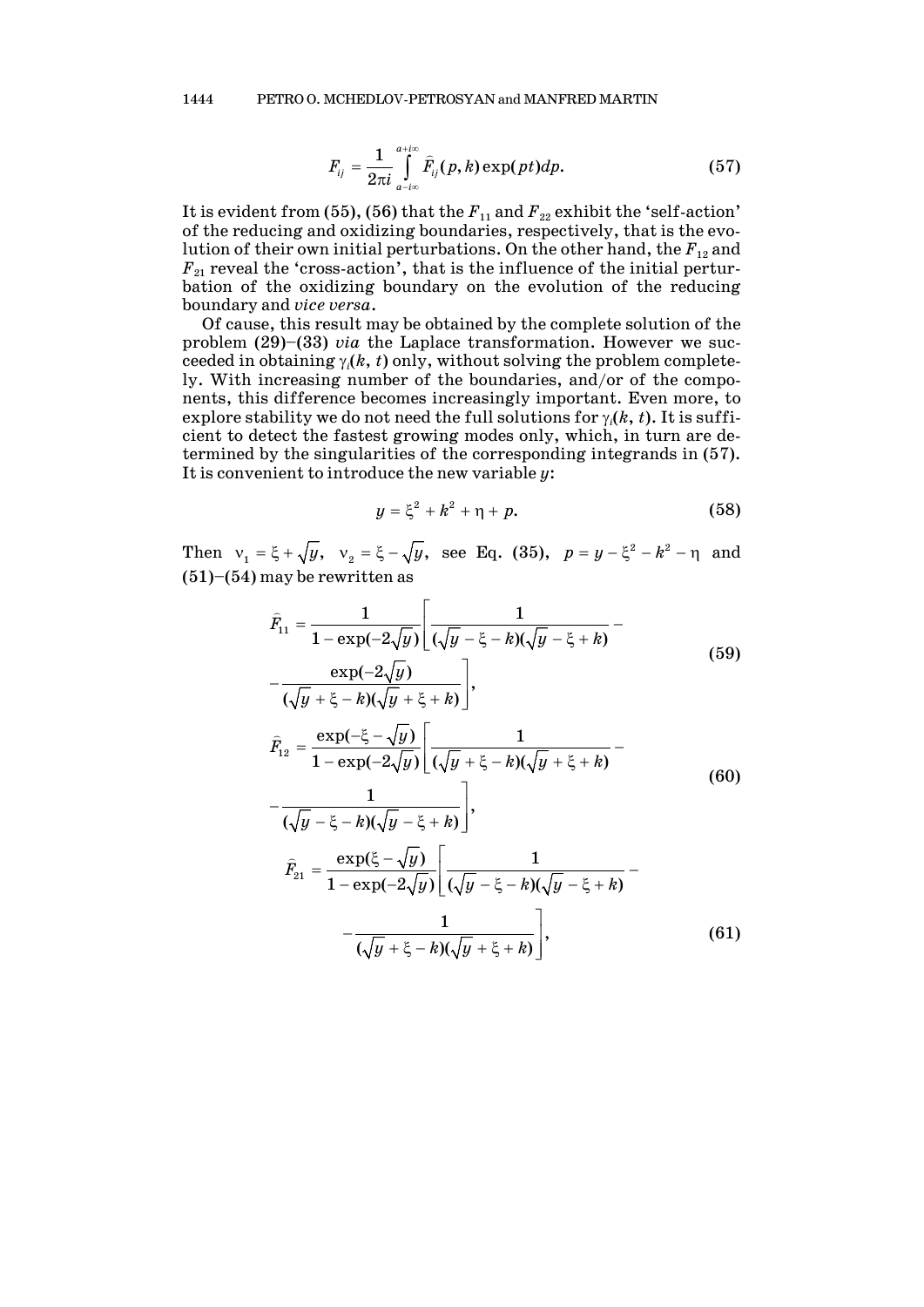$$F_{ij} = \frac{1}{2\pi i} \int_{a-i\infty}^{a+i\infty} \hat{F}_{ij}(p, k) \exp(pt) dp. \tag{57}$$

It is evident from (55), (56) that the $F_{11}$ and $F_{22}$ exhibit the 'self-action' of the reducing and oxidizing boundaries, respectively, that is the evolution of their own initial perturbations. On the other hand, the $F_{12}$ and $F_{21}$ reveal the 'cross-action', that is the influence of the initial perturbation of the oxidizing boundary on the evolution of the reducing boundary and *vice versa*.

Of cause, this result may be obtained by the complete solution of the problem (29)–(33) *via* the Laplace transformation. However we succeeded in obtaining $\gamma_i(k, t)$ only, without solving the problem completely. With increasing number of the boundaries, and/or of the components, this difference becomes increasingly important. Even more, to explore stability we do not need the full solutions for $\gamma_i(k, t)$. It is sufficient to detect the fastest growing modes only, which, in turn are determined by the singularities of the corresponding integrands in (57). It is convenient to introduce the new variable $y$:

$$y = \xi^2 + k^2 + \eta + p. \tag{58}$$

Then $\nu_1 = \xi + \sqrt{y}$, $\nu_2 = \xi - \sqrt{y}$, see Eq. (35), $p = y - \xi^2 - k^2 - \eta$ and (51)–(54) may be rewritten as

$$\hat{F}_{11} = \frac{1}{1 - \exp(-2\sqrt{y})} \left[ \frac{1}{(\sqrt{y} - \xi - k)(\sqrt{y} - \xi + k)} - \frac{\exp(-2\sqrt{y})}{(\sqrt{y} + \xi - k)(\sqrt{y} + \xi + k)} \right], \tag{59}$$

$$\hat{F}_{12} = \frac{\exp(-\xi - \sqrt{y})}{1 - \exp(-2\sqrt{y})} \left[ \frac{1}{(\sqrt{y} + \xi - k)(\sqrt{y} + \xi + k)} - \frac{1}{(\sqrt{y} - \xi - k)(\sqrt{y} - \xi + k)} \right], \tag{60}$$

$$\hat{F}_{21} = \frac{\exp(\xi - \sqrt{y})}{1 - \exp(-2\sqrt{y})} \left[ \frac{1}{(\sqrt{y} - \xi - k)(\sqrt{y} - \xi + k)} - \frac{1}{(\sqrt{y} + \xi - k)(\sqrt{y} + \xi + k)} \right], \tag{61}$$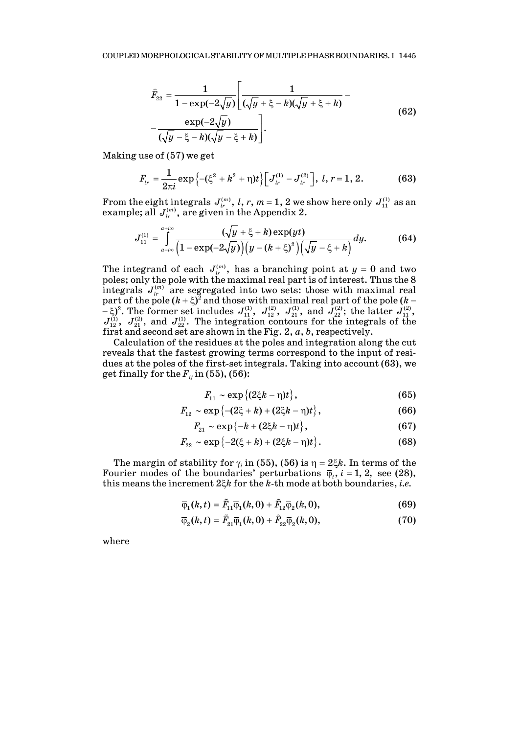$$\widehat{F}_{22} = \frac{1}{1-\exp(-2\sqrt{y})}\left[\frac{1}{(\sqrt{y}+\xi-k)(\sqrt{y}+\xi+k)} - \right.$$
$$\left. -\frac{\exp(-2\sqrt{y})}{(\sqrt{y}-\xi-k)(\sqrt{y}-\xi+k)}\right]. \tag{62}$$

Making use of **(57)** we get

$$F_{lr} = \frac{1}{2\pi i}\exp\left\{-(\xi^2+k^2+\eta)t\right\}\left[J_{lr}^{(1)} - J_{lr}^{(2)}\right],\ l, r = 1, 2. \tag{63}$$

From the eight integrals $J_{lr}^{(m)}$, $l, r, m = 1, 2$ we show here only $J_{11}^{(1)}$ as an example; all $J_{lr}^{(m)}$, are given in the Appendix 2.

$$J_{11}^{(1)} = \int_{a-i\infty}^{a+i\infty} \frac{(\sqrt{y}+\xi+k)\exp(yt)}{\left(1-\exp(-2\sqrt{y})\right)\left(y-(k+\xi)^2\right)\left(\sqrt{y}-\xi+k\right)}dy. \tag{64}$$

The integrand of each $J_{lr}^{(m)}$, has a branching point at $y = 0$ and two poles; only the pole with the maximal real part is of interest. Thus the 8 integrals $J_{lr}^{(m)}$ are segregated into two sets: those with maximal real part of the pole $(k+\xi)^2$ and those with maximal real part of the pole $(k-\xi)^2$. The former set includes $J_{11}^{(1)}$, $J_{12}^{(2)}$, $J_{21}^{(1)}$, and $J_{22}^{(2)}$; the latter $J_{11}^{(2)}$, $J_{12}^{(1)}$, $J_{21}^{(2)}$, and $J_{22}^{(1)}$. The integration contours for the integrals of the first and second set are shown in the Fig. 2, *a*, *b*, respectively.

Calculation of the residues at the poles and integration along the cut reveals that the fastest growing terms correspond to the input of residues at the poles of the first-set integrals. Taking into account **(63)**, we get finally for the $F_{ij}$ in **(55)**, **(56)**:

$$F_{11} \sim \exp\left\{(2\xi k - \eta)t\right\}, \tag{65}$$

$$F_{12} \sim \exp\left\{-(2\xi + k) + (2\xi k - \eta)t\right\}, \tag{66}$$

$$F_{21} \sim \exp\left\{-k + (2\xi k - \eta)t\right\}, \tag{67}$$

$$F_{22} \sim \exp\left\{-2(\xi + k) + (2\xi k - \eta)t\right\}. \tag{68}$$

The margin of stability for $\gamma_i$ in **(55)**, **(56)** is $\eta = 2\xi k$. In terms of the Fourier modes of the boundaries' perturbations $\overline{\varphi}_i$, $i = 1, 2$, see **(28)**, this means the increment $2\xi k$ for the $k$-th mode at both boundaries, *i.e.*

$$\overline{\varphi}_1(k,t) = \tilde{F}_{11}\overline{\varphi}_1(k,0) + \tilde{F}_{12}\overline{\varphi}_2(k,0), \tag{69}$$

$$\overline{\varphi}_2(k,t) = \tilde{F}_{21}\overline{\varphi}_1(k,0) + \tilde{F}_{22}\overline{\varphi}_2(k,0), \tag{70}$$

where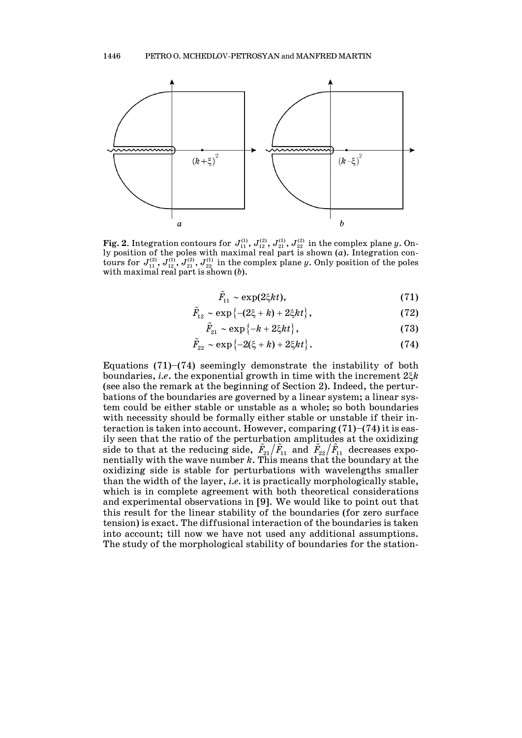**Fig. 2**. Integration contours for $J_{11}^{(1)}, J_{12}^{(2)}, J_{21}^{(1)}, J_{22}^{(2)}$ in the complex plane $y$. Only position of the poles with maximal real part is shown (*a*). Integration contours for $J_{11}^{(2)}, J_{12}^{(1)}, J_{21}^{(2)}, J_{22}^{(1)}$ in the complex plane $y$. Only position of the poles with maximal real part is shown (*b*).

$$\tilde{F}_{11} \sim \exp(2\xi kt), \tag{71}$$

$$\tilde{F}_{12} \sim \exp\left\{-(2\xi + k) + 2\xi kt\right\}, \tag{72}$$

$$\tilde{F}_{21} \sim \exp\left\{-k + 2\xi kt\right\}, \tag{73}$$

$$\tilde{F}_{22} \sim \exp\left\{-2(\xi + k) + 2\xi kt\right\}. \tag{74}$$

Equations (71)–(74) seemingly demonstrate the instability of both boundaries, *i.e*. the exponential growth in time with the increment $2\xi k$ (see also the remark at the beginning of Section 2). Indeed, the perturbations of the boundaries are governed by a linear system; a linear system could be either stable or unstable as a whole; so both boundaries with necessity should be formally either stable or unstable if their interaction is taken into account. However, comparing (71)–(74) it is easily seen that the ratio of the perturbation amplitudes at the oxidizing side to that at the reducing side, $\tilde{F}_{21}/\tilde{F}_{11}$ and $\tilde{F}_{22}/\tilde{F}_{11}$ decreases exponentially with the wave number $k$. This means that the boundary at the oxidizing side is stable for perturbations with wavelengths smaller than the width of the layer, *i.e*. it is practically morphologically stable, which is in complete agreement with both theoretical considerations and experimental observations in [9]. We would like to point out that this result for the linear stability of the boundaries (for zero surface tension) is exact. The diffusional interaction of the boundaries is taken into account; till now we have not used any additional assumptions. The study of the morphological stability of boundaries for the station-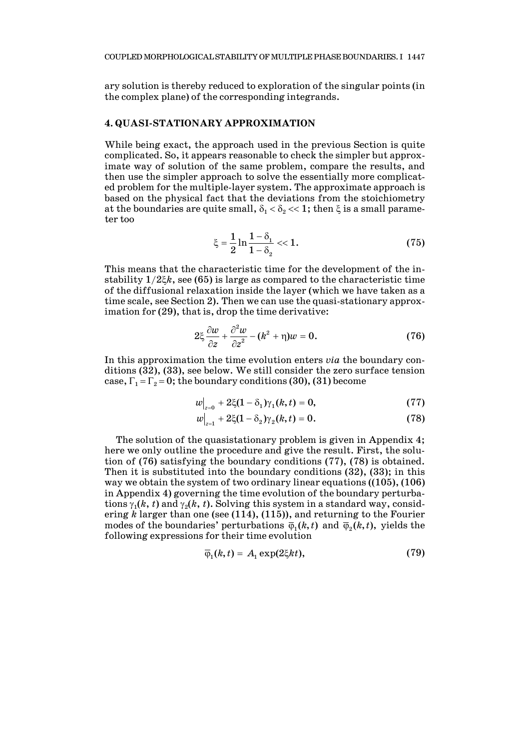ary solution is thereby reduced to exploration of the singular points (in the complex plane) of the corresponding integrands.

## 4. QUASI-STATIONARY APPROXIMATION

While being exact, the approach used in the previous Section is quite complicated. So, it appears reasonable to check the simpler but approximate way of solution of the same problem, compare the results, and then use the simpler approach to solve the essentially more complicated problem for the multiple-layer system. The approximate approach is based on the physical fact that the deviations from the stoichiometry at the boundaries are quite small, $\delta_1 < \delta_2 << 1$; then $\xi$ is a small parameter too

$$\xi = \frac{1}{2}\ln\frac{1-\delta_1}{1-\delta_2} << 1. \tag{75}$$

This means that the characteristic time for the development of the instability $1/2\xi k$, see (65) is large as compared to the characteristic time of the diffusional relaxation inside the layer (which we have taken as a time scale, see Section 2). Then we can use the quasi-stationary approximation for (29), that is, drop the time derivative:

$$2\xi\frac{\partial w}{\partial z} + \frac{\partial^2 w}{\partial z^2} - (k^2 + \eta)w = 0. \tag{76}$$

In this approximation the time evolution enters *via* the boundary conditions (32), (33), see below. We still consider the zero surface tension case, $\Gamma_1 = \Gamma_2 = 0$; the boundary conditions (30), (31) become

$$w\big|_{z=0} + 2\xi(1-\delta_1)\gamma_1(k,t) = 0, \tag{77}$$

$$w\big|_{z=1} + 2\xi(1-\delta_2)\gamma_2(k,t) = 0. \tag{78}$$

The solution of the quasistationary problem is given in Appendix 4; here we only outline the procedure and give the result. First, the solution of (76) satisfying the boundary conditions (77), (78) is obtained. Then it is substituted into the boundary conditions (32), (33); in this way we obtain the system of two ordinary linear equations ((105), (106) in Appendix 4) governing the time evolution of the boundary perturbations $\gamma_1(k, t)$ and $\gamma_2(k, t)$. Solving this system in a standard way, considering $k$ larger than one (see (114), (115)), and returning to the Fourier modes of the boundaries' perturbations $\overline{\varphi}_1(k,t)$ and $\overline{\varphi}_2(k,t)$, yields the following expressions for their time evolution

$$\overline{\varphi}_1(k,t) = A_1\exp(2\xi kt), \tag{79}$$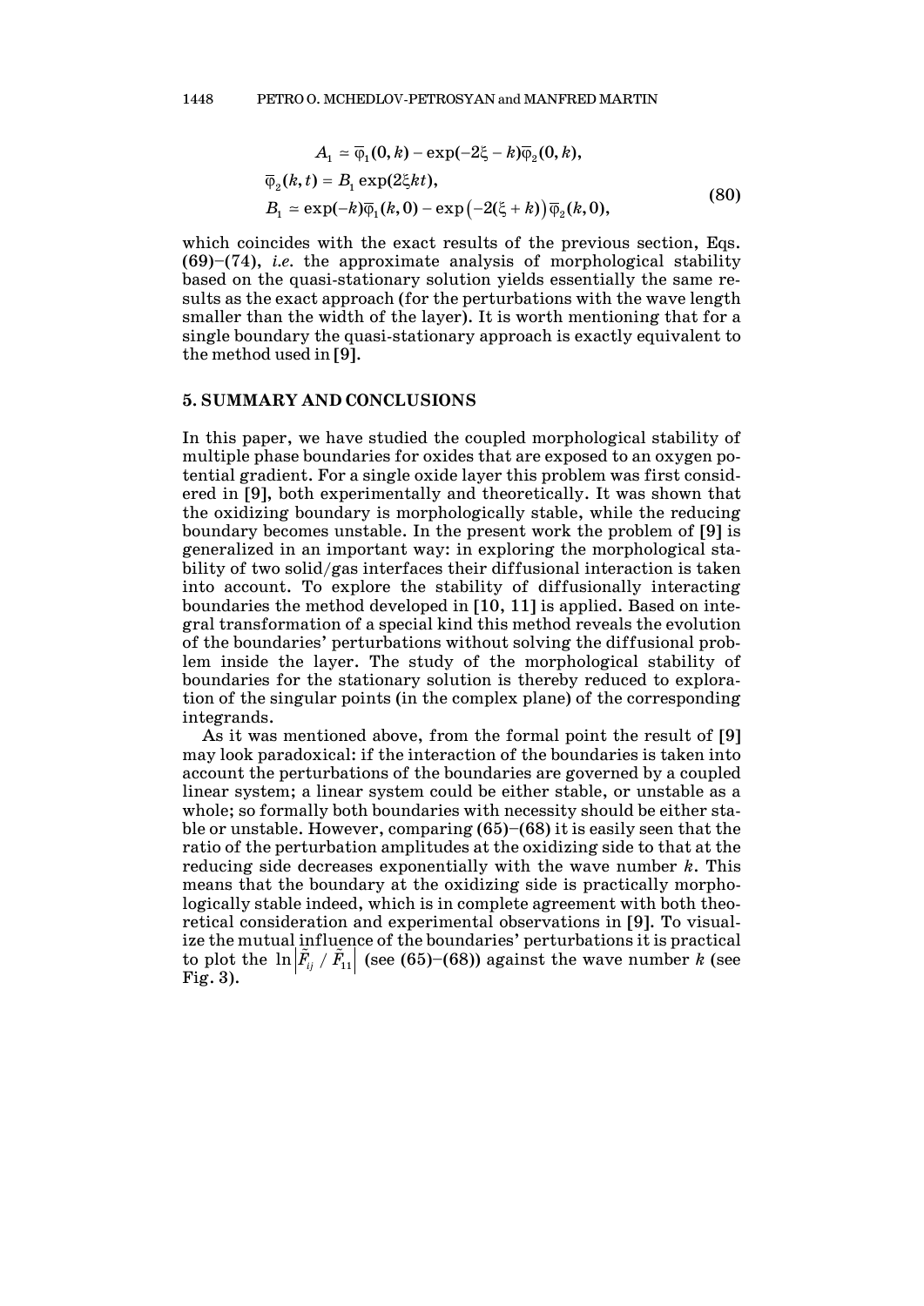$$
\begin{aligned}
&A_1 \simeq \overline{\varphi}_1(0,k) - \exp(-2\xi - k)\overline{\varphi}_2(0,k), \\
&\overline{\varphi}_2(k,t) = B_1 \exp(2\xi k t), \\
&B_1 \simeq \exp(-k)\overline{\varphi}_1(k,0) - \exp\left(-2(\xi + k)\right)\overline{\varphi}_2(k,0),
\end{aligned}
\tag{80}
$$

which coincides with the exact results of the previous section, Eqs. (69)–(74), *i.e.* the approximate analysis of morphological stability based on the quasi-stationary solution yields essentially the same results as the exact approach (for the perturbations with the wave length smaller than the width of the layer). It is worth mentioning that for a single boundary the quasi-stationary approach is exactly equivalent to the method used in [9].

## 5. SUMMARY AND CONCLUSIONS

In this paper, we have studied the coupled morphological stability of multiple phase boundaries for oxides that are exposed to an oxygen potential gradient. For a single oxide layer this problem was first considered in [9], both experimentally and theoretically. It was shown that the oxidizing boundary is morphologically stable, while the reducing boundary becomes unstable. In the present work the problem of [9] is generalized in an important way: in exploring the morphological stability of two solid/gas interfaces their diffusional interaction is taken into account. To explore the stability of diffusionally interacting boundaries the method developed in [10, 11] is applied. Based on integral transformation of a special kind this method reveals the evolution of the boundaries' perturbations without solving the diffusional problem inside the layer. The study of the morphological stability of boundaries for the stationary solution is thereby reduced to exploration of the singular points (in the complex plane) of the corresponding integrands.

As it was mentioned above, from the formal point the result of [9] may look paradoxical: if the interaction of the boundaries is taken into account the perturbations of the boundaries are governed by a coupled linear system; a linear system could be either stable, or unstable as a whole; so formally both boundaries with necessity should be either stable or unstable. However, comparing (65)–(68) it is easily seen that the ratio of the perturbation amplitudes at the oxidizing side to that at the reducing side decreases exponentially with the wave number $k$. This means that the boundary at the oxidizing side is practically morphologically stable indeed, which is in complete agreement with both theoretical consideration and experimental observations in [9]. To visualize the mutual influence of the boundaries' perturbations it is practical to plot the $\ln\left|\tilde{F}_{ij} / \tilde{F}_{11}\right|$ (see (65)–(68)) against the wave number $k$ (see Fig. 3).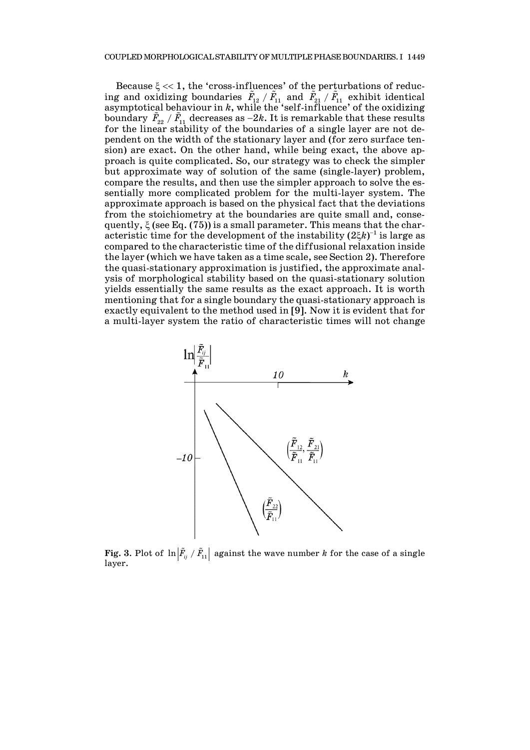Because $\xi << 1$, the 'cross-influences' of the perturbations of reducing and oxidizing boundaries $\tilde{F}_{12} / \tilde{F}_{11}$ and $\tilde{F}_{21} / \tilde{F}_{11}$ exhibit identical asymptotical behaviour in $k$, while the 'self-influence' of the oxidizing boundary $\tilde{F}_{22} / \tilde{F}_{11}$ decreases as $-2k$. It is remarkable that these results for the linear stability of the boundaries of a single layer are not dependent on the width of the stationary layer and (for zero surface tension) are exact. On the other hand, while being exact, the above approach is quite complicated. So, our strategy was to check the simpler but approximate way of solution of the same (single-layer) problem, compare the results, and then use the simpler approach to solve the essentially more complicated problem for the multi-layer system. The approximate approach is based on the physical fact that the deviations from the stoichiometry at the boundaries are quite small and, consequently, $\xi$ (see Eq. (75)) is a small parameter. This means that the characteristic time for the development of the instability $(2\xi k)^{-1}$ is large as compared to the characteristic time of the diffusional relaxation inside the layer (which we have taken as a time scale, see Section 2). Therefore the quasi-stationary approximation is justified, the approximate analysis of morphological stability based on the quasi-stationary solution yields essentially the same results as the exact approach. It is worth mentioning that for a single boundary the quasi-stationary approach is exactly equivalent to the method used in [9]. Now it is evident that for a multi-layer system the ratio of characteristic times will not change

**Fig. 3.** Plot of $\ln\left|\tilde{F}_{ij} / \tilde{F}_{11}\right|$ against the wave number $k$ for the case of a single layer.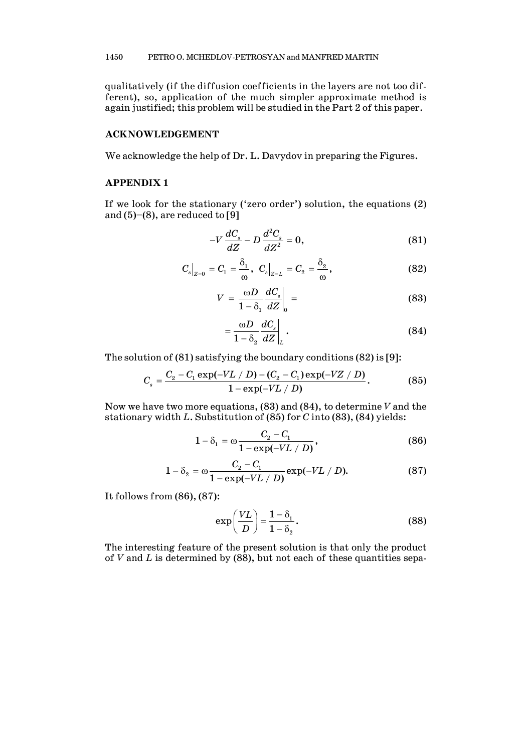qualitatively (if the diffusion coefficients in the layers are not too different), so, application of the much simpler approximate method is again justified; this problem will be studied in the Part 2 of this paper.

## ACKNOWLEDGEMENT

We acknowledge the help of Dr. L. Davydov in preparing the Figures.

## APPENDIX 1

If we look for the stationary ('zero order') solution, the equations (2) and (5)–(8), are reduced to [9]

$$-V\frac{dC_s}{dZ} - D\frac{d^2C_s}{dZ^2} = 0, \tag{81}$$

$$C_s\big|_{Z=0} = C_1 = \frac{\delta_1}{\omega},\; C_s\big|_{Z=L} = C_2 = \frac{\delta_2}{\omega}, \tag{82}$$

$$V = \frac{\omega D}{1-\delta_1}\frac{dC_s}{dZ}\bigg|_0 = \tag{83}$$

$$= \frac{\omega D}{1-\delta_2}\frac{dC_s}{dZ}\bigg|_L . \tag{84}$$

The solution of (81) satisfying the boundary conditions (82) is [9]:

$$C_s = \frac{C_2 - C_1\exp(-VL/D) - (C_2 - C_1)\exp(-VZ/D)}{1-\exp(-VL/D)}. \tag{85}$$

Now we have two more equations, (83) and (84), to determine $V$ and the stationary width $L$. Substitution of (85) for $C$ into (83), (84) yields:

$$1-\delta_1 = \omega\frac{C_2 - C_1}{1-\exp(-VL/D)}, \tag{86}$$

$$1-\delta_2 = \omega\frac{C_2 - C_1}{1-\exp(-VL/D)}\exp(-VL/D). \tag{87}$$

It follows from (86), (87):

$$\exp\left(\frac{VL}{D}\right) = \frac{1-\delta_1}{1-\delta_2}. \tag{88}$$

The interesting feature of the present solution is that only the product of $V$ and $L$ is determined by (88), but not each of these quantities sepa-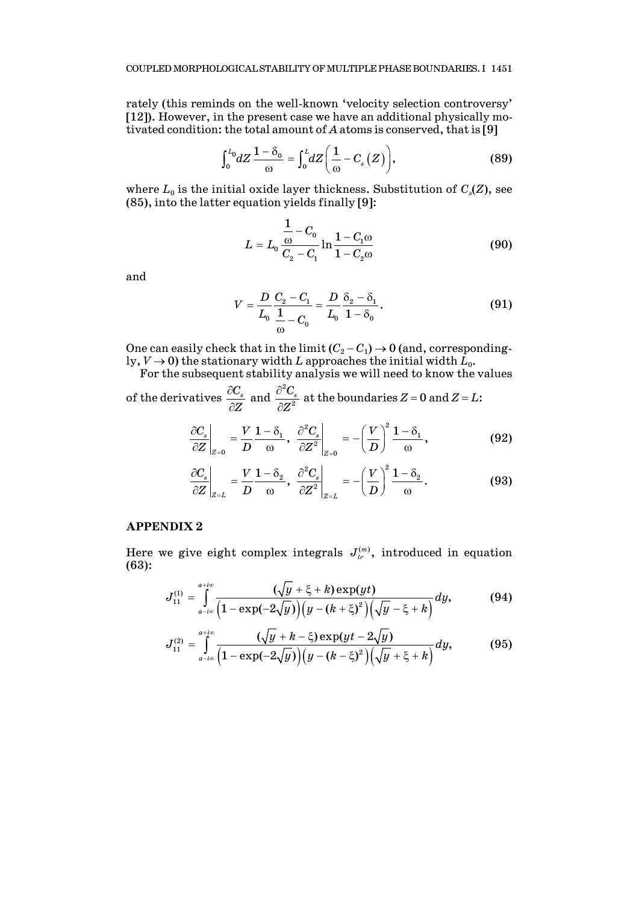rately (this reminds on the well-known 'velocity selection controversy' [12]). However, in the present case we have an additional physically motivated condition: the total amount of $A$ atoms is conserved, that is [9]

$$\int_0^{L_0} dZ \frac{1-\delta_0}{\omega} = \int_0^L dZ \left( \frac{1}{\omega} - C_s(Z) \right), \tag{89}$$

where $L_0$ is the initial oxide layer thickness. Substitution of $C_s(Z)$, see (85), into the latter equation yields finally [9]:

$$L = L_0 \frac{\dfrac{1}{\omega} - C_0}{C_2 - C_1} \ln \frac{1 - C_1\omega}{1 - C_2\omega} \tag{90}$$

and

$$V = \frac{D}{L_0} \frac{C_2 - C_1}{\dfrac{1}{\omega} - C_0} = \frac{D}{L_0} \frac{\delta_2 - \delta_1}{1 - \delta_0}. \tag{91}$$

One can easily check that in the limit $(C_2 - C_1) \to 0$ (and, correspondingly, $V \to 0$) the stationary width $L$ approaches the initial width $L_0$.

For the subsequent stability analysis we will need to know the values of the derivatives $\dfrac{\partial C_s}{\partial Z}$ and $\dfrac{\partial^2 C_s}{\partial Z^2}$ at the boundaries $Z = 0$ and $Z = L$:

$$\left.\frac{\partial C_s}{\partial Z}\right|_{Z=0} = \frac{V}{D} \frac{1-\delta_1}{\omega}, \quad \left.\frac{\partial^2 C_s}{\partial Z^2}\right|_{Z=0} = -\left(\frac{V}{D}\right)^2 \frac{1-\delta_1}{\omega}, \tag{92}$$

$$\left.\frac{\partial C_s}{\partial Z}\right|_{Z=L} = \frac{V}{D} \frac{1-\delta_2}{\omega}, \quad \left.\frac{\partial^2 C_s}{\partial Z^2}\right|_{Z=L} = -\left(\frac{V}{D}\right)^2 \frac{1-\delta_2}{\omega}. \tag{93}$$

## APPENDIX 2

Here we give eight complex integrals $J_{lr}^{(m)}$, introduced in equation (63):

$$J_{11}^{(1)} = \int_{a-i\infty}^{a+i\infty} \frac{(\sqrt{y} + \xi + k)\exp(yt)}{\left(1 - \exp(-2\sqrt{y})\right)\left(y - (k+\xi)^2\right)\left(\sqrt{y} - \xi + k\right)} dy, \tag{94}$$

$$J_{11}^{(2)} = \int_{a-i\infty}^{a+i\infty} \frac{(\sqrt{y} + k - \xi)\exp(yt - 2\sqrt{y})}{\left(1 - \exp(-2\sqrt{y})\right)\left(y - (k-\xi)^2\right)\left(\sqrt{y} + \xi + k\right)} dy, \tag{95}$$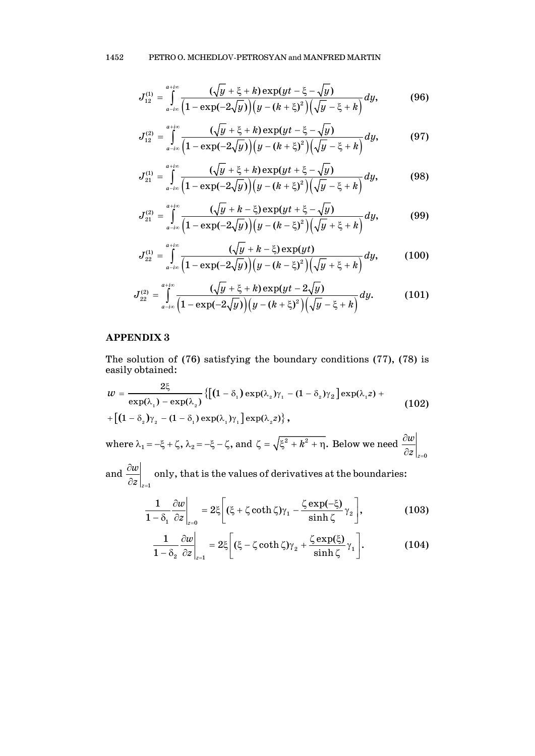$$J_{12}^{(1)} = \int_{a-i\infty}^{a+i\infty} \frac{(\sqrt{y}+\xi+k)\exp(yt-\xi-\sqrt{y})}{\left(1-\exp(-2\sqrt{y})\right)\left(y-(k+\xi)^2\right)\left(\sqrt{y}-\xi+k\right)}dy, \tag{96}$$

$$J_{12}^{(2)} = \int_{a-i\infty}^{a+i\infty} \frac{(\sqrt{y}+\xi+k)\exp(yt-\xi-\sqrt{y})}{\left(1-\exp(-2\sqrt{y})\right)\left(y-(k+\xi)^2\right)\left(\sqrt{y}-\xi+k\right)}dy, \tag{97}$$

$$J_{21}^{(1)} = \int_{a-i\infty}^{a+i\infty} \frac{(\sqrt{y}+\xi+k)\exp(yt+\xi-\sqrt{y})}{\left(1-\exp(-2\sqrt{y})\right)\left(y-(k+\xi)^2\right)\left(\sqrt{y}-\xi+k\right)}dy, \tag{98}$$

$$J_{21}^{(2)} = \int_{a-i\infty}^{a+i\infty} \frac{(\sqrt{y}+k-\xi)\exp(yt+\xi-\sqrt{y})}{\left(1-\exp(-2\sqrt{y})\right)\left(y-(k-\xi)^2\right)\left(\sqrt{y}+\xi+k\right)}dy, \tag{99}$$

$$J_{22}^{(1)} = \int_{a-i\infty}^{a+i\infty} \frac{(\sqrt{y}+k-\xi)\exp(yt)}{\left(1-\exp(-2\sqrt{y})\right)\left(y-(k-\xi)^2\right)\left(\sqrt{y}+\xi+k\right)}dy, \tag{100}$$

$$J_{22}^{(2)} = \int_{a-i\infty}^{a+i\infty} \frac{(\sqrt{y}+\xi+k)\exp(yt-2\sqrt{y})}{\left(1-\exp(-2\sqrt{y})\right)\left(y-(k+\xi)^2\right)\left(\sqrt{y}-\xi+k\right)}dy. \tag{101}$$

## APPENDIX 3

The solution of **(76)** satisfying the boundary conditions **(77)**, **(78)** is easily obtained:

$$w = \frac{2\xi}{\exp(\lambda_1)-\exp(\lambda_2)}\left\{\left[(1-\delta_1)\exp(\lambda_2)\gamma_1-(1-\delta_2)\gamma_2\right]\exp(\lambda_1 z)+\right.$$
$$\left.+\left[(1-\delta_2)\gamma_2-(1-\delta_1)\exp(\lambda_1)\gamma_1\right]\exp(\lambda_2 z)\right\}, \tag{102}$$

where $\lambda_1 = -\xi+\zeta$, $\lambda_2 = -\xi-\zeta$, and $\zeta = \sqrt{\xi^2+k^2+\eta}$. Below we need $\left.\frac{\partial w}{\partial z}\right|_{z=0}$ and $\left.\frac{\partial w}{\partial z}\right|_{z=1}$ only, that is the values of derivatives at the boundaries:

$$\frac{1}{1-\delta_1}\left.\frac{\partial w}{\partial z}\right|_{z=0} = 2\xi\left[(\xi+\zeta\coth\zeta)\gamma_1-\frac{\zeta\exp(-\xi)}{\sinh\zeta}\gamma_2\right], \tag{103}$$

$$\frac{1}{1-\delta_2}\left.\frac{\partial w}{\partial z}\right|_{z=1} = 2\xi\left[(\xi-\zeta\coth\zeta)\gamma_2+\frac{\zeta\exp(\xi)}{\sinh\zeta}\gamma_1\right]. \tag{104}$$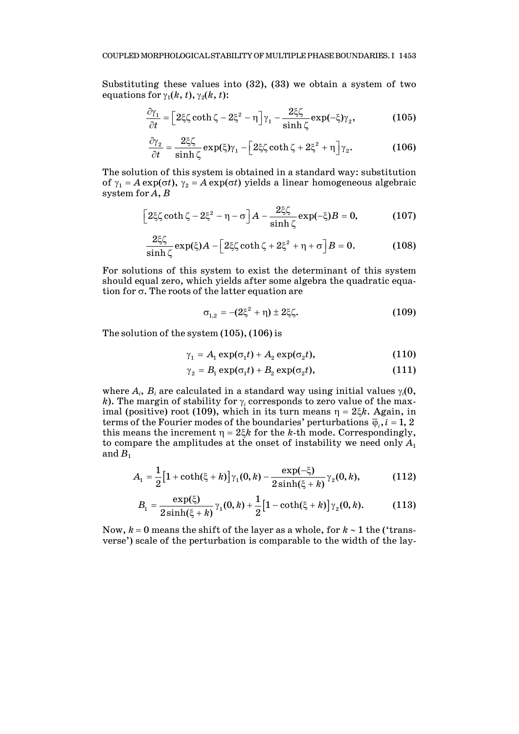Substituting these values into (32), (33) we obtain a system of two equations for $\gamma_1(k, t)$, $\gamma_2(k, t)$:

$$\frac{\partial \gamma_1}{\partial t} = \left[2\xi\zeta \coth\zeta - 2\xi^2 - \eta\right]\gamma_1 - \frac{2\xi\zeta}{\sinh\zeta}\exp(-\xi)\gamma_2, \tag{105}$$

$$\frac{\partial \gamma_2}{\partial t} = \frac{2\xi\zeta}{\sinh\zeta}\exp(\xi)\gamma_1 - \left[2\xi\zeta \coth\zeta + 2\xi^2 + \eta\right]\gamma_2. \tag{106}$$

The solution of this system is obtained in a standard way: substitution of $\gamma_1 = A\exp(\sigma t)$, $\gamma_2 = A\exp(\sigma t)$ yields a linear homogeneous algebraic system for $A$, $B$

$$\left[2\xi\zeta \coth\zeta - 2\xi^2 - \eta - \sigma\right]A - \frac{2\xi\zeta}{\sinh\zeta}\exp(-\xi)B = 0, \tag{107}$$

$$\frac{2\xi\zeta}{\sinh\zeta}\exp(\xi)A - \left[2\xi\zeta \coth\zeta + 2\xi^2 + \eta + \sigma\right]B = 0. \tag{108}$$

For solutions of this system to exist the determinant of this system should equal zero, which yields after some algebra the quadratic equation for $\sigma$. The roots of the latter equation are

$$\sigma_{1,2} = -(2\xi^2 + \eta) \pm 2\xi\zeta. \tag{109}$$

The solution of the system (105), (106) is

$$\gamma_1 = A_1\exp(\sigma_1 t) + A_2\exp(\sigma_2 t), \tag{110}$$

$$\gamma_2 = B_1\exp(\sigma_1 t) + B_2\exp(\sigma_2 t), \tag{111}$$

where $A_i$, $B_i$ are calculated in a standard way using initial values $\gamma_i(0, k)$. The margin of stability for $\gamma_i$ corresponds to zero value of the maximal (positive) root (109), which in its turn means $\eta = 2\xi k$. Again, in terms of the Fourier modes of the boundaries' perturbations $\overline{\varphi}_i, i = 1, 2$ this means the increment $\eta = 2\xi k$ for the $k$-th mode. Correspondingly, to compare the amplitudes at the onset of instability we need only $A_1$ and $B_1$

$$A_1 = \frac{1}{2}\left[1 + \coth(\xi + k)\right]\gamma_1(0, k) - \frac{\exp(-\xi)}{2\sinh(\xi + k)}\gamma_2(0, k), \tag{112}$$

$$B_1 = \frac{\exp(\xi)}{2\sinh(\xi + k)}\gamma_1(0, k) + \frac{1}{2}\left[1 - \coth(\xi + k)\right]\gamma_2(0, k). \tag{113}$$

Now, $k = 0$ means the shift of the layer as a whole, for $k \sim 1$ the ('transverse') scale of the perturbation is comparable to the width of the lay-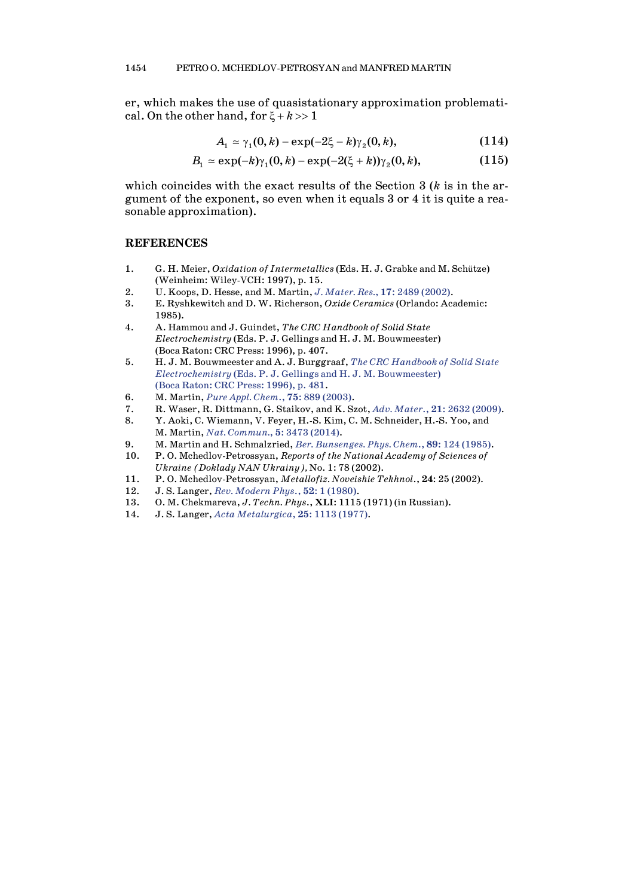er, which makes the use of quasistationary approximation problematical. On the other hand, for $\xi + k >> 1$

$$A_1 \simeq \gamma_1(0,k) - \exp(-2\xi - k)\gamma_2(0,k), \tag{114}$$

$$B_1 \simeq \exp(-k)\gamma_1(0,k) - \exp(-2(\xi + k))\gamma_2(0,k), \tag{115}$$

which coincides with the exact results of the Section 3 ($k$ is in the argument of the exponent, so even when it equals 3 or 4 it is quite a reasonable approximation).

## REFERENCES

1. G. H. Meier, *Oxidation of Intermetallics* (Eds. H. J. Grabke and M. Schütze) (Weinheim: Wiley-VCH: 1997), p. 15.
2. U. Koops, D. Hesse, and M. Martin, *J. Mater. Res.*, **17**: 2489 (2002).
3. E. Ryshkewitch and D. W. Richerson, *Oxide Ceramics* (Orlando: Academic: 1985).
4. A. Hammou and J. Guindet, *The CRC Handbook of Solid State Electrochemistry* (Eds. P. J. Gellings and H. J. M. Bouwmeester) (Boca Raton: CRC Press: 1996), p. 407.
5. H. J. M. Bouwmeester and A. J. Burggraaf, *The CRC Handbook of Solid State Electrochemistry* (Eds. P. J. Gellings and H. J. M. Bouwmeester) (Boca Raton: CRC Press: 1996), p. 481.
6. M. Martin, *Pure Appl. Chem.*, **75**: 889 (2003).
7. R. Waser, R. Dittmann, G. Staikov, and K. Szot, *Adv. Mater.*, **21**: 2632 (2009).
8. Y. Aoki, C. Wiemann, V. Feyer, H.-S. Kim, C. M. Schneider, H.-S. Yoo, and M. Martin, *Nat. Commun.*, **5**: 3473 (2014).
9. M. Martin and H. Schmalzried, *Ber. Bunsenges. Phys. Chem.*, **89**: 124 (1985).
10. P. O. Mchedlov-Petrossyan, *Reports of the National Academy of Sciences of Ukraine (Doklady NAN Ukrainy)*, No. 1: 78 (2002).
11. P. O. Mchedlov-Petrossyan, *Metallofiz. Noveishie Tekhnol.*, **24**: 25 (2002).
12. J. S. Langer, *Rev. Modern Phys.*, **52**: 1 (1980).
13. O. M. Chekmareva, *J. Techn. Phys.*, **XLI**: 1115 (1971) (in Russian).
14. J. S. Langer, *Acta Metalurgica*, **25**: 1113 (1977).